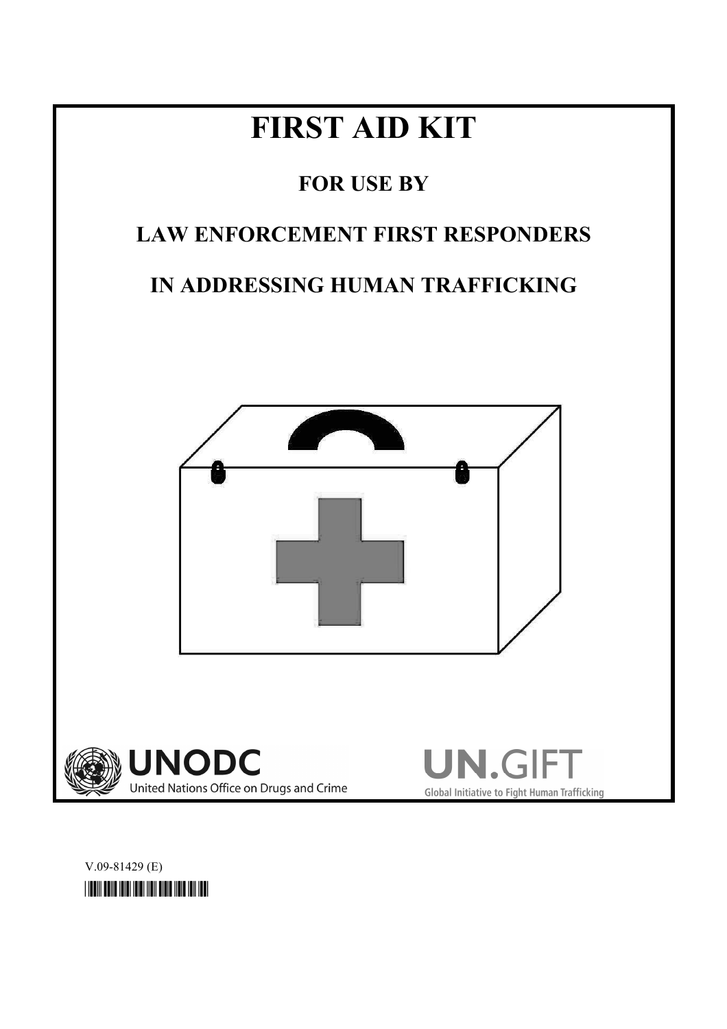# FIRST AID KIT

## FOR USE BY

## LAW ENFORCEMENT FIRST RESPONDERS

## IN ADDRESSING HUMAN TRAFFICKING

UNODC
United Nations Office on Drugs and Crime

UN.GIFT
Global Initiative to Fight Human Trafficking

V.09-81429 (E)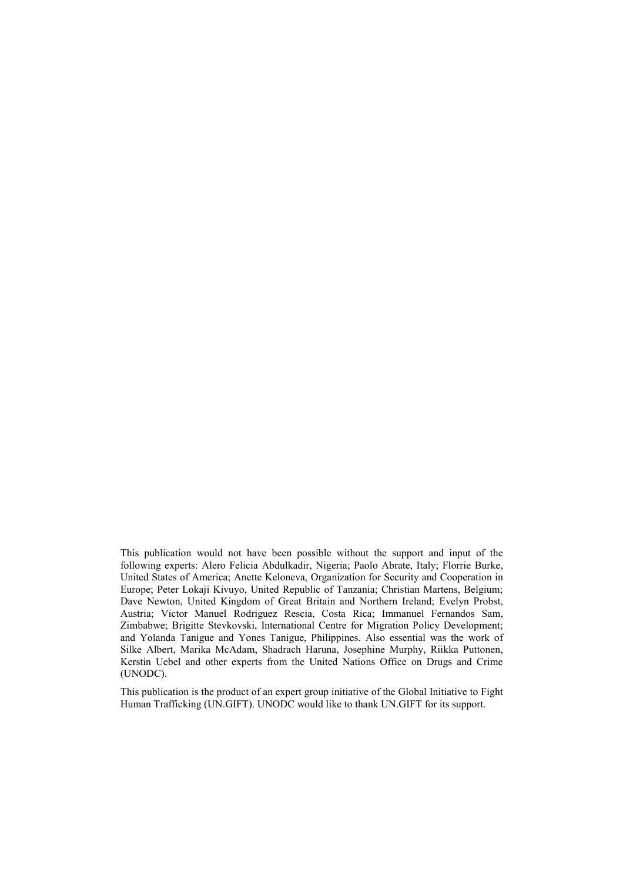This publication would not have been possible without the support and input of the following experts: Alero Felicia Abdulkadir, Nigeria; Paolo Abrate, Italy; Florrie Burke, United States of America; Anette Keloneva, Organization for Security and Cooperation in Europe; Peter Lokaji Kivuyo, United Republic of Tanzania; Christian Martens, Belgium; Dave Newton, United Kingdom of Great Britain and Northern Ireland; Evelyn Probst, Austria; Victor Manuel Rodriguez Rescia, Costa Rica; Immanuel Fernandos Sam, Zimbabwe; Brigitte Stevkovski, International Centre for Migration Policy Development; and Yolanda Tanigue and Yones Tanigue, Philippines. Also essential was the work of Silke Albert, Marika McAdam, Shadrach Haruna, Josephine Murphy, Riikka Puttonen, Kerstin Uebel and other experts from the United Nations Office on Drugs and Crime (UNODC).

This publication is the product of an expert group initiative of the Global Initiative to Fight Human Trafficking (UN.GIFT). UNODC would like to thank UN.GIFT for its support.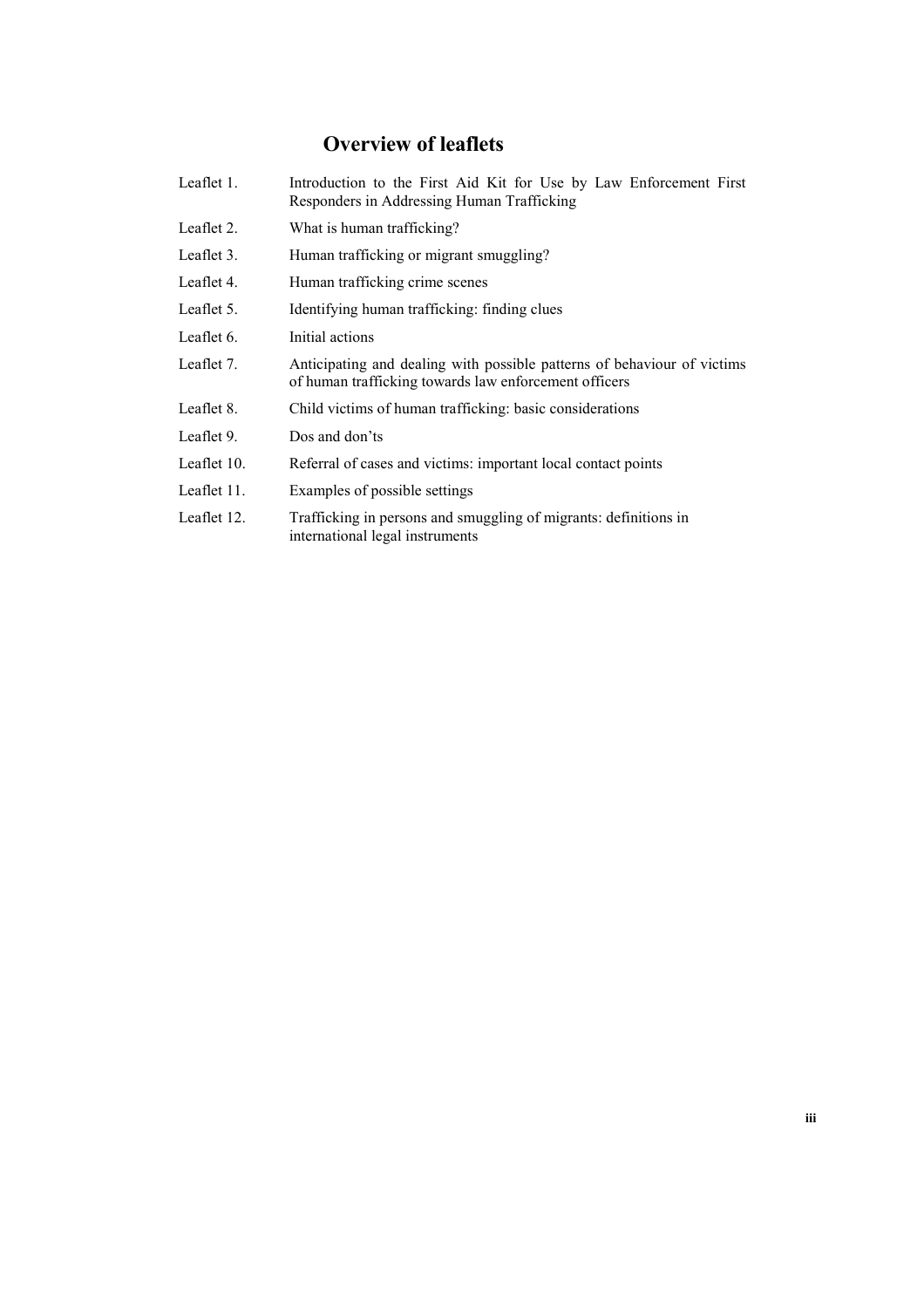# Overview of leaflets

| | |
|---|---|
| Leaflet 1. | Introduction to the First Aid Kit for Use by Law Enforcement First Responders in Addressing Human Trafficking |
| Leaflet 2. | What is human trafficking? |
| Leaflet 3. | Human trafficking or migrant smuggling? |
| Leaflet 4. | Human trafficking crime scenes |
| Leaflet 5. | Identifying human trafficking: finding clues |
| Leaflet 6. | Initial actions |
| Leaflet 7. | Anticipating and dealing with possible patterns of behaviour of victims of human trafficking towards law enforcement officers |
| Leaflet 8. | Child victims of human trafficking: basic considerations |
| Leaflet 9. | Dos and don'ts |
| Leaflet 10. | Referral of cases and victims: important local contact points |
| Leaflet 11. | Examples of possible settings |
| Leaflet 12. | Trafficking in persons and smuggling of migrants: definitions in international legal instruments |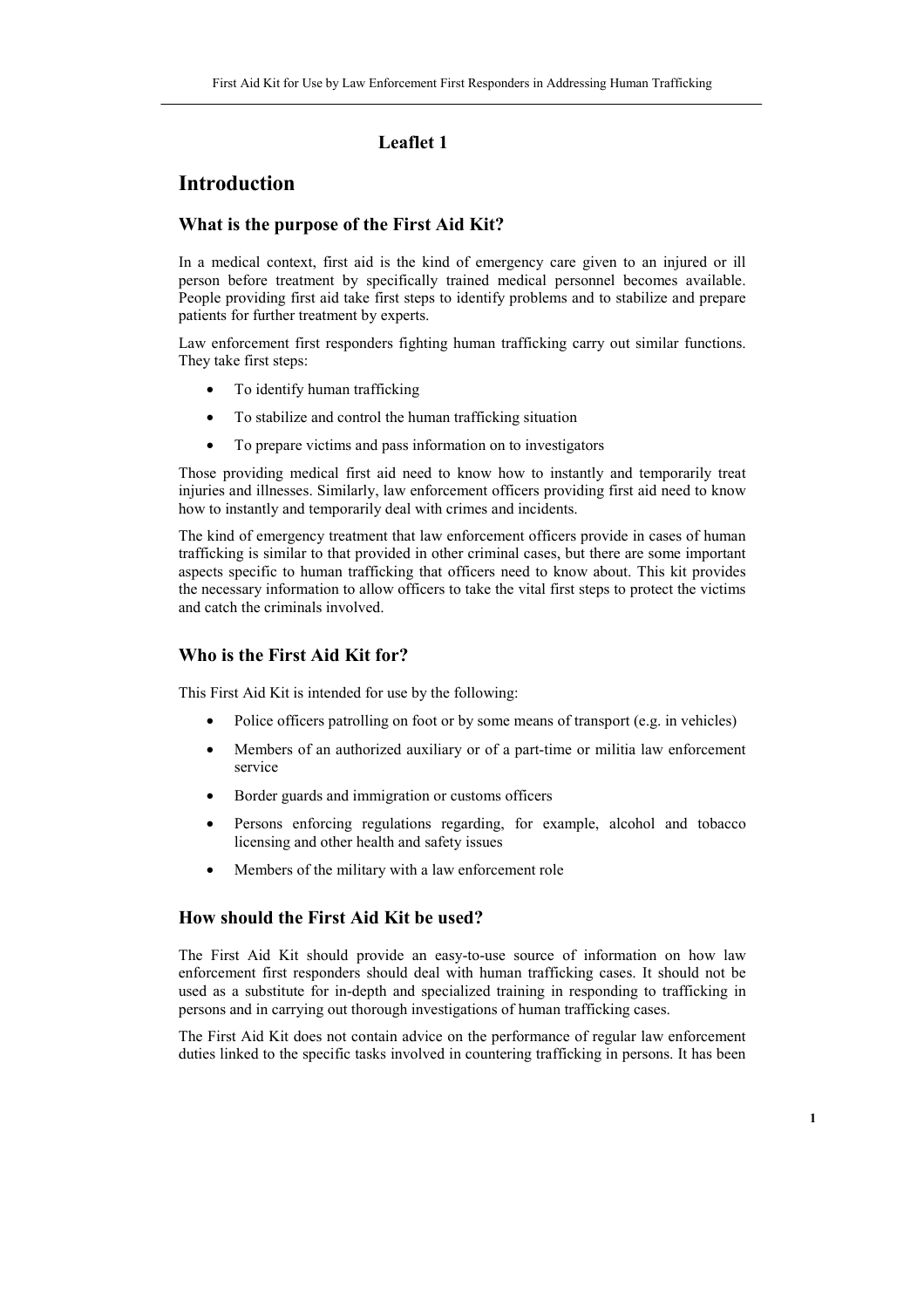## Leaflet 1

# Introduction

### What is the purpose of the First Aid Kit?

In a medical context, first aid is the kind of emergency care given to an injured or ill person before treatment by specifically trained medical personnel becomes available. People providing first aid take first steps to identify problems and to stabilize and prepare patients for further treatment by experts.

Law enforcement first responders fighting human trafficking carry out similar functions. They take first steps:

- To identify human trafficking
- To stabilize and control the human trafficking situation
- To prepare victims and pass information on to investigators

Those providing medical first aid need to know how to instantly and temporarily treat injuries and illnesses. Similarly, law enforcement officers providing first aid need to know how to instantly and temporarily deal with crimes and incidents.

The kind of emergency treatment that law enforcement officers provide in cases of human trafficking is similar to that provided in other criminal cases, but there are some important aspects specific to human trafficking that officers need to know about. This kit provides the necessary information to allow officers to take the vital first steps to protect the victims and catch the criminals involved.

### Who is the First Aid Kit for?

This First Aid Kit is intended for use by the following:

- Police officers patrolling on foot or by some means of transport (e.g. in vehicles)
- Members of an authorized auxiliary or of a part-time or militia law enforcement service
- Border guards and immigration or customs officers
- Persons enforcing regulations regarding, for example, alcohol and tobacco licensing and other health and safety issues
- Members of the military with a law enforcement role

### How should the First Aid Kit be used?

The First Aid Kit should provide an easy-to-use source of information on how law enforcement first responders should deal with human trafficking cases. It should not be used as a substitute for in-depth and specialized training in responding to trafficking in persons and in carrying out thorough investigations of human trafficking cases.

The First Aid Kit does not contain advice on the performance of regular law enforcement duties linked to the specific tasks involved in countering trafficking in persons. It has been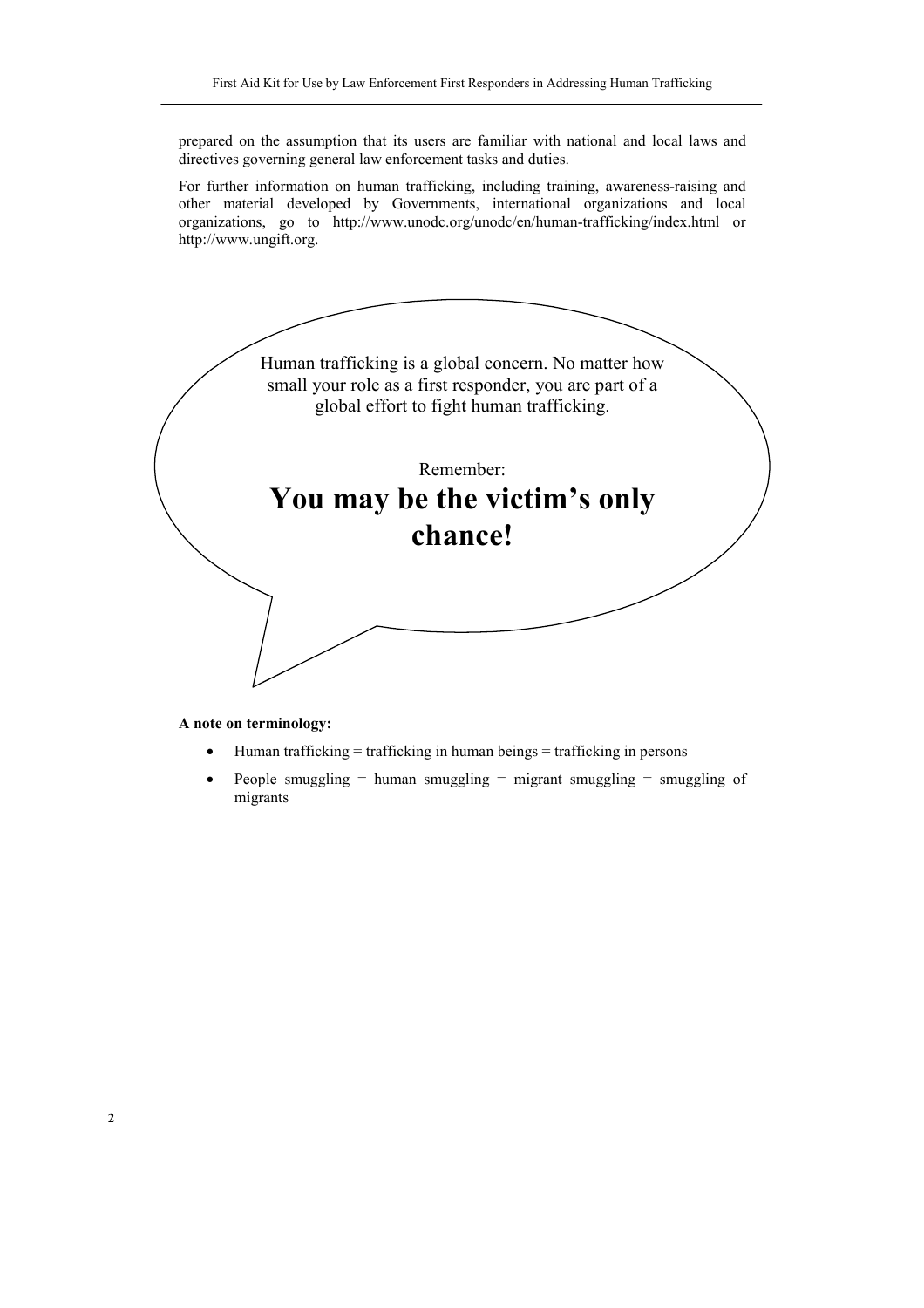prepared on the assumption that its users are familiar with national and local laws and directives governing general law enforcement tasks and duties.

For further information on human trafficking, including training, awareness-raising and other material developed by Governments, international organizations and local organizations, go to http://www.unodc.org/unodc/en/human-trafficking/index.html or http://www.ungift.org.

Human trafficking is a global concern. No matter how small your role as a first responder, you are part of a global effort to fight human trafficking.

Remember:

**You may be the victim's only chance!**

**A note on terminology:**

- Human trafficking = trafficking in human beings = trafficking in persons
- People smuggling = human smuggling = migrant smuggling = smuggling of migrants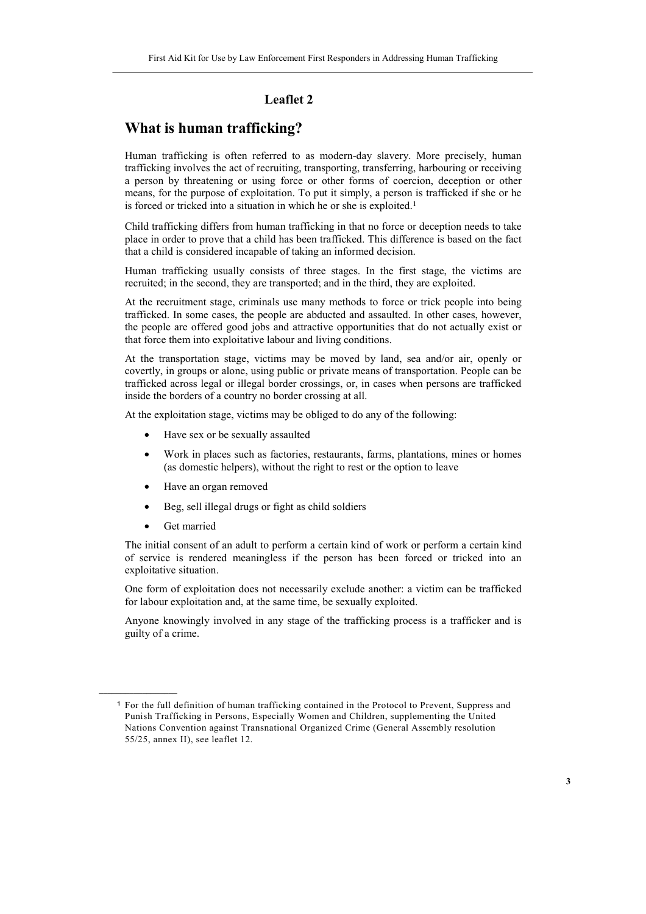## Leaflet 2

# What is human trafficking?

Human trafficking is often referred to as modern-day slavery. More precisely, human trafficking involves the act of recruiting, transporting, transferring, harbouring or receiving a person by threatening or using force or other forms of coercion, deception or other means, for the purpose of exploitation. To put it simply, a person is trafficked if she or he is forced or tricked into a situation in which he or she is exploited.[1]

Child trafficking differs from human trafficking in that no force or deception needs to take place in order to prove that a child has been trafficked. This difference is based on the fact that a child is considered incapable of taking an informed decision.

Human trafficking usually consists of three stages. In the first stage, the victims are recruited; in the second, they are transported; and in the third, they are exploited.

At the recruitment stage, criminals use many methods to force or trick people into being trafficked. In some cases, the people are abducted and assaulted. In other cases, however, the people are offered good jobs and attractive opportunities that do not actually exist or that force them into exploitative labour and living conditions.

At the transportation stage, victims may be moved by land, sea and/or air, openly or covertly, in groups or alone, using public or private means of transportation. People can be trafficked across legal or illegal border crossings, or, in cases when persons are trafficked inside the borders of a country no border crossing at all.

At the exploitation stage, victims may be obliged to do any of the following:

- Have sex or be sexually assaulted
- Work in places such as factories, restaurants, farms, plantations, mines or homes (as domestic helpers), without the right to rest or the option to leave
- Have an organ removed
- Beg, sell illegal drugs or fight as child soldiers
- Get married

The initial consent of an adult to perform a certain kind of work or perform a certain kind of service is rendered meaningless if the person has been forced or tricked into an exploitative situation.

One form of exploitation does not necessarily exclude another: a victim can be trafficked for labour exploitation and, at the same time, be sexually exploited.

Anyone knowingly involved in any stage of the trafficking process is a trafficker and is guilty of a crime.

---

[1] For the full definition of human trafficking contained in the Protocol to Prevent, Suppress and Punish Trafficking in Persons, Especially Women and Children, supplementing the United Nations Convention against Transnational Organized Crime (General Assembly resolution 55/25, annex II), see leaflet 12.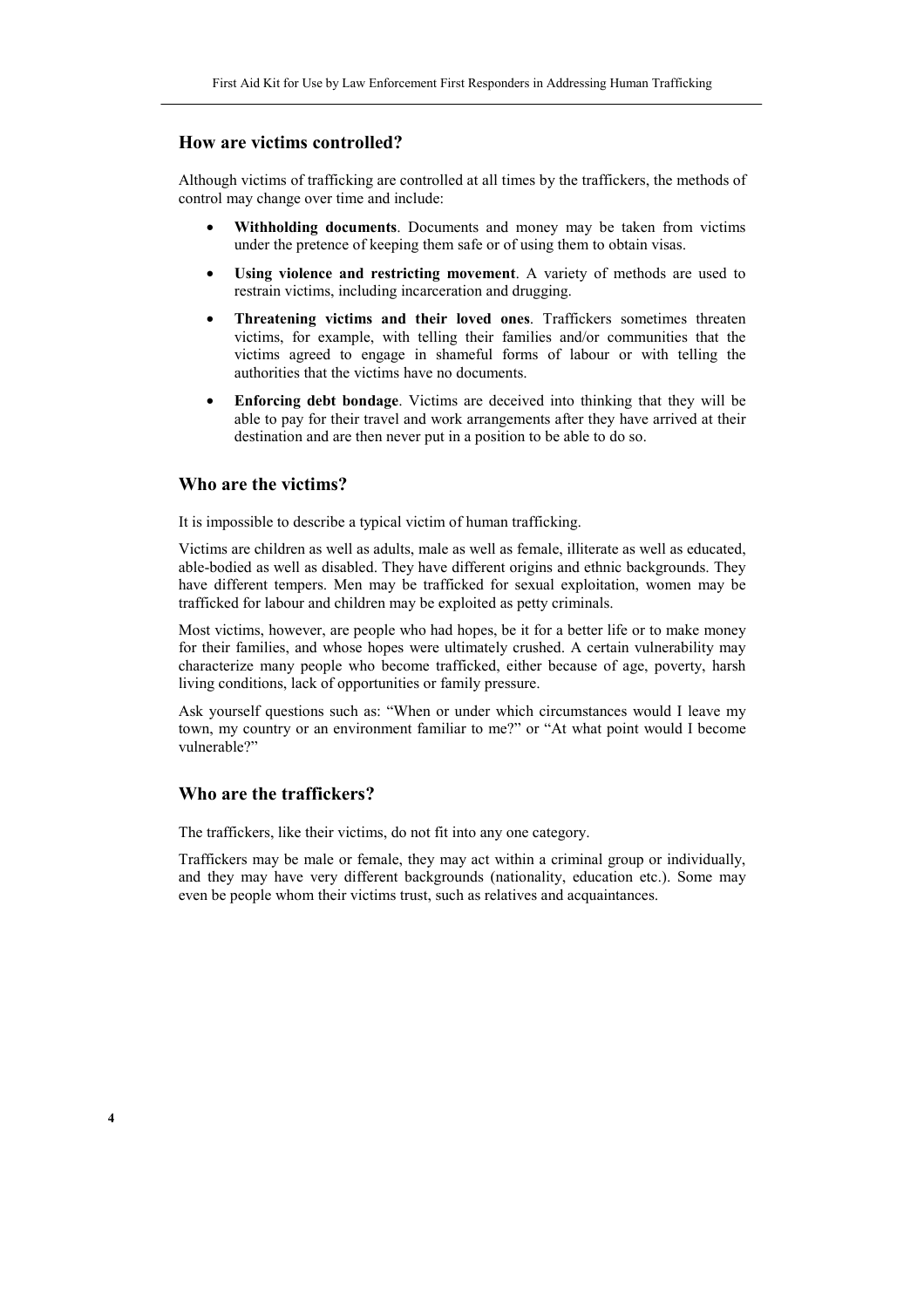## How are victims controlled?

Although victims of trafficking are controlled at all times by the traffickers, the methods of control may change over time and include:

- **Withholding documents**. Documents and money may be taken from victims under the pretence of keeping them safe or of using them to obtain visas.
- **Using violence and restricting movement**. A variety of methods are used to restrain victims, including incarceration and drugging.
- **Threatening victims and their loved ones**. Traffickers sometimes threaten victims, for example, with telling their families and/or communities that the victims agreed to engage in shameful forms of labour or with telling the authorities that the victims have no documents.
- **Enforcing debt bondage**. Victims are deceived into thinking that they will be able to pay for their travel and work arrangements after they have arrived at their destination and are then never put in a position to be able to do so.

## Who are the victims?

It is impossible to describe a typical victim of human trafficking.

Victims are children as well as adults, male as well as female, illiterate as well as educated, able-bodied as well as disabled. They have different origins and ethnic backgrounds. They have different tempers. Men may be trafficked for sexual exploitation, women may be trafficked for labour and children may be exploited as petty criminals.

Most victims, however, are people who had hopes, be it for a better life or to make money for their families, and whose hopes were ultimately crushed. A certain vulnerability may characterize many people who become trafficked, either because of age, poverty, harsh living conditions, lack of opportunities or family pressure.

Ask yourself questions such as: "When or under which circumstances would I leave my town, my country or an environment familiar to me?" or "At what point would I become vulnerable?"

## Who are the traffickers?

The traffickers, like their victims, do not fit into any one category.

Traffickers may be male or female, they may act within a criminal group or individually, and they may have very different backgrounds (nationality, education etc.). Some may even be people whom their victims trust, such as relatives and acquaintances.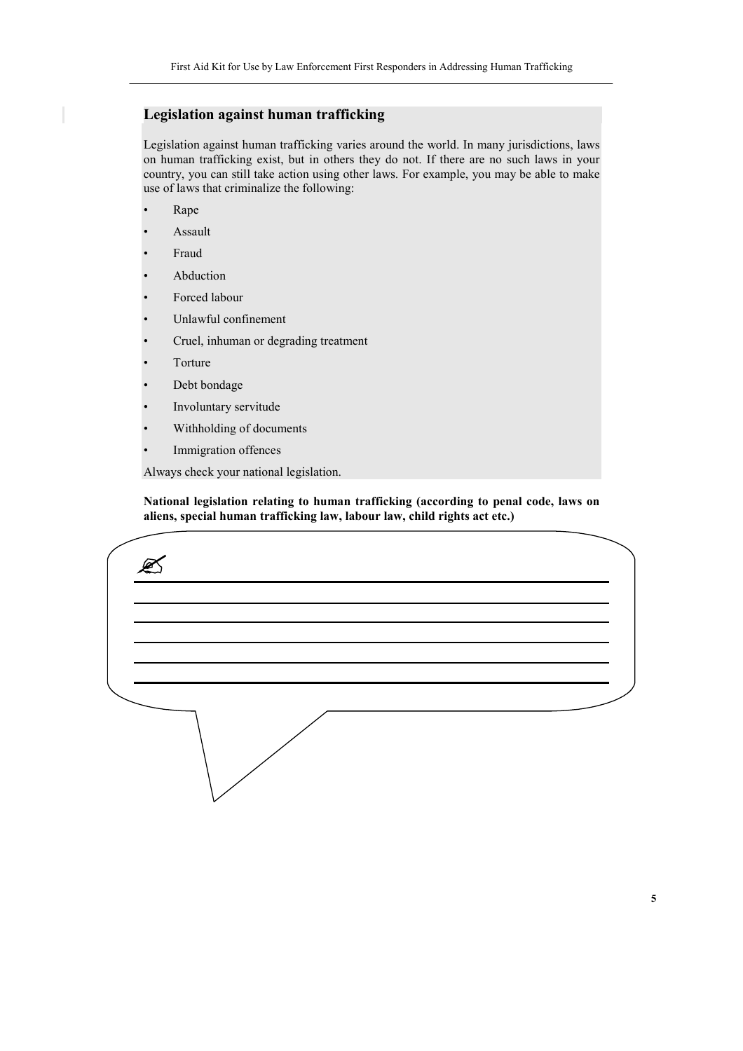## Legislation against human trafficking

Legislation against human trafficking varies around the world. In many jurisdictions, laws on human trafficking exist, but in others they do not. If there are no such laws in your country, you can still take action using other laws. For example, you may be able to make use of laws that criminalize the following:

- Rape
- Assault
- Fraud
- Abduction
- Forced labour
- Unlawful confinement
- Cruel, inhuman or degrading treatment
- Torture
- Debt bondage
- Involuntary servitude
- Withholding of documents
- Immigration offences

Always check your national legislation.

**National legislation relating to human trafficking (according to penal code, laws on aliens, special human trafficking law, labour law, child rights act etc.)**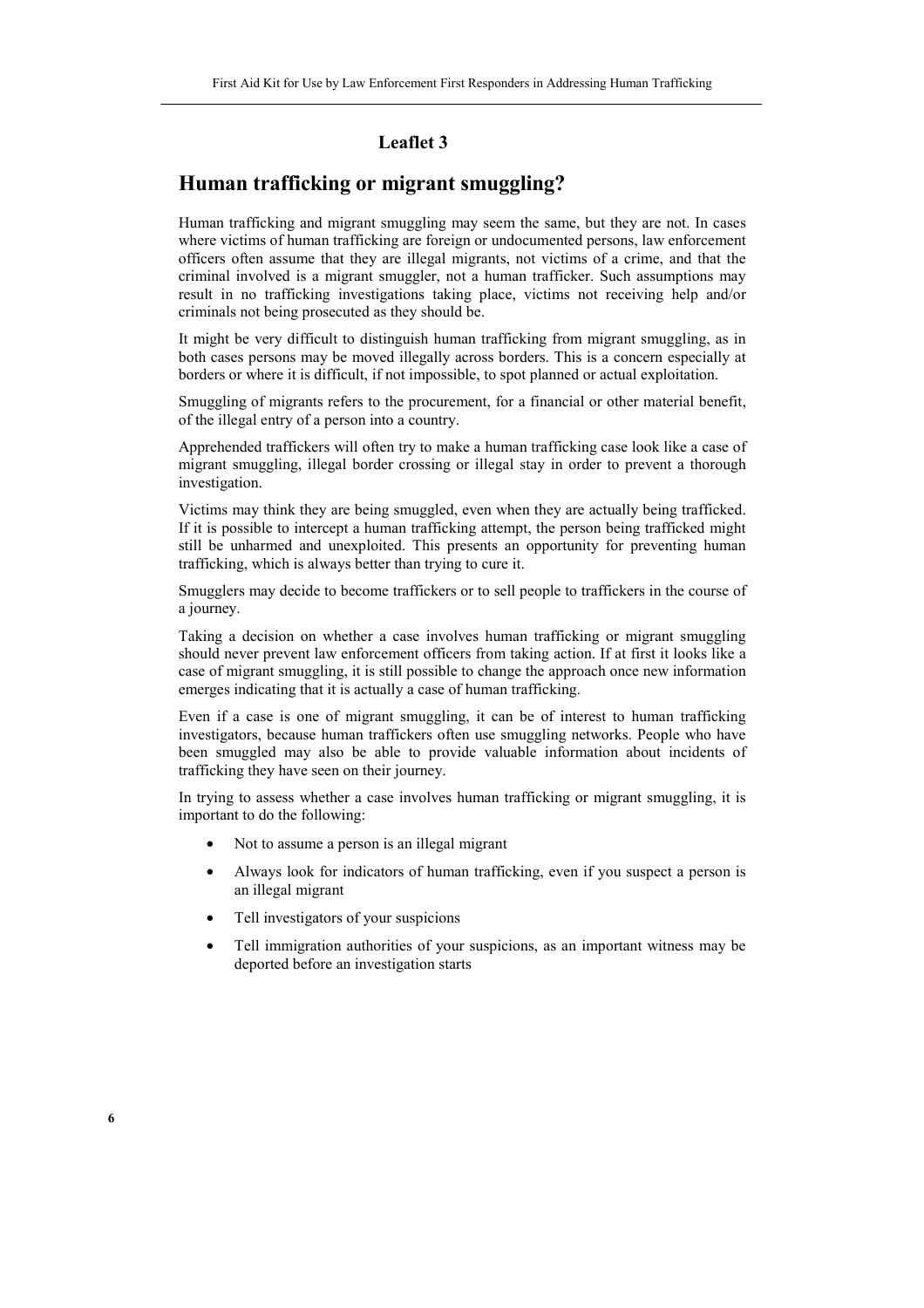## Leaflet 3

# Human trafficking or migrant smuggling?

Human trafficking and migrant smuggling may seem the same, but they are not. In cases where victims of human trafficking are foreign or undocumented persons, law enforcement officers often assume that they are illegal migrants, not victims of a crime, and that the criminal involved is a migrant smuggler, not a human trafficker. Such assumptions may result in no trafficking investigations taking place, victims not receiving help and/or criminals not being prosecuted as they should be.

It might be very difficult to distinguish human trafficking from migrant smuggling, as in both cases persons may be moved illegally across borders. This is a concern especially at borders or where it is difficult, if not impossible, to spot planned or actual exploitation.

Smuggling of migrants refers to the procurement, for a financial or other material benefit, of the illegal entry of a person into a country.

Apprehended traffickers will often try to make a human trafficking case look like a case of migrant smuggling, illegal border crossing or illegal stay in order to prevent a thorough investigation.

Victims may think they are being smuggled, even when they are actually being trafficked. If it is possible to intercept a human trafficking attempt, the person being trafficked might still be unharmed and unexploited. This presents an opportunity for preventing human trafficking, which is always better than trying to cure it.

Smugglers may decide to become traffickers or to sell people to traffickers in the course of a journey.

Taking a decision on whether a case involves human trafficking or migrant smuggling should never prevent law enforcement officers from taking action. If at first it looks like a case of migrant smuggling, it is still possible to change the approach once new information emerges indicating that it is actually a case of human trafficking.

Even if a case is one of migrant smuggling, it can be of interest to human trafficking investigators, because human traffickers often use smuggling networks. People who have been smuggled may also be able to provide valuable information about incidents of trafficking they have seen on their journey.

In trying to assess whether a case involves human trafficking or migrant smuggling, it is important to do the following:

- Not to assume a person is an illegal migrant
- Always look for indicators of human trafficking, even if you suspect a person is an illegal migrant
- Tell investigators of your suspicions
- Tell immigration authorities of your suspicions, as an important witness may be deported before an investigation starts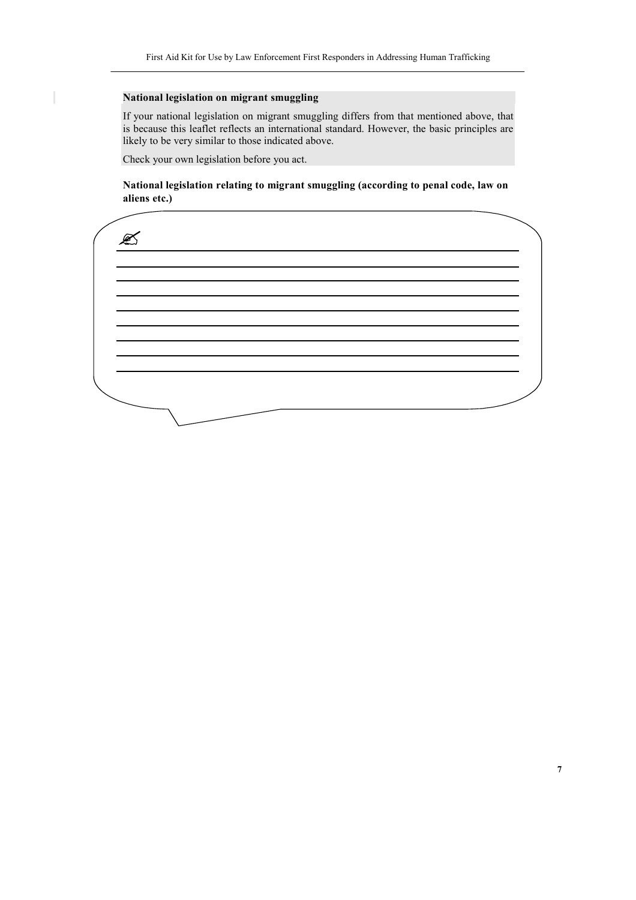### National legislation on migrant smuggling

If your national legislation on migrant smuggling differs from that mentioned above, that is because this leaflet reflects an international standard. However, the basic principles are likely to be very similar to those indicated above.

Check your own legislation before you act.

**National legislation relating to migrant smuggling (according to penal code, law on aliens etc.)**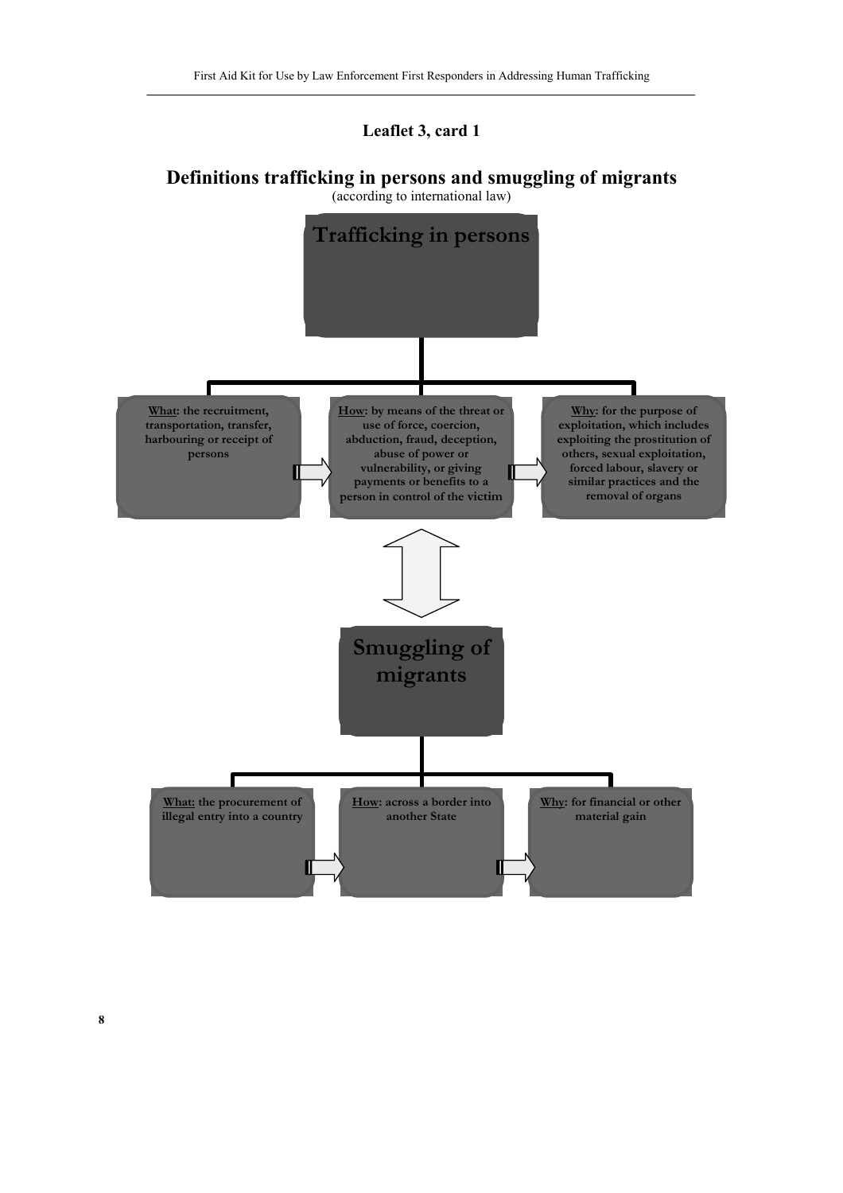**Leaflet 3, card 1**

## Definitions trafficking in persons and smuggling of migrants

(according to international law)

### Trafficking in persons

**What**: the recruitment, transportation, transfer, harbouring or receipt of persons

**How**: by means of the threat or use of force, coercion, abduction, fraud, deception, abuse of power or vulnerability, or giving payments or benefits to a person in control of the victim

**Why**: for the purpose of exploitation, which includes exploiting the prostitution of others, sexual exploitation, forced labour, slavery or similar practices and the removal of organs

### Smuggling of migrants

**What**: the procurement of illegal entry into a country

**How**: across a border into another State

**Why**: for financial or other material gain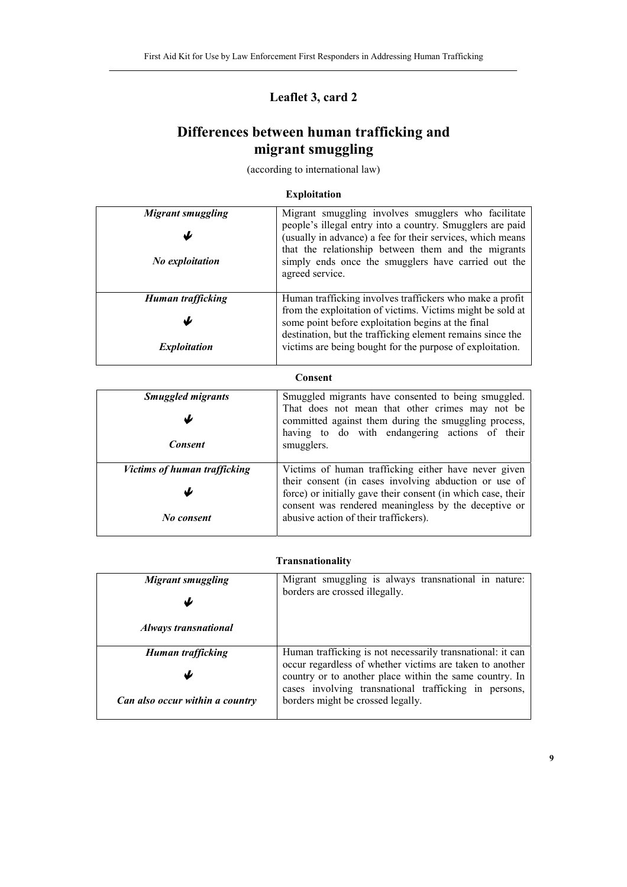## Leaflet 3, card 2

# Differences between human trafficking and migrant smuggling

(according to international law)

### Exploitation

| | |
|---|---|
| ***Migrant smuggling*** ↓ ***No exploitation*** | Migrant smuggling involves smugglers who facilitate people's illegal entry into a country. Smugglers are paid (usually in advance) a fee for their services, which means that the relationship between them and the migrants simply ends once the smugglers have carried out the agreed service. |
| ***Human trafficking*** ↓ ***Exploitation*** | Human trafficking involves traffickers who make a profit from the exploitation of victims. Victims might be sold at some point before exploitation begins at the final destination, but the trafficking element remains since the victims are being bought for the purpose of exploitation. |

### Consent

| | |
|---|---|
| ***Smuggled migrants*** ↓ ***Consent*** | Smuggled migrants have consented to being smuggled. That does not mean that other crimes may not be committed against them during the smuggling process, having to do with endangering actions of their smugglers. |
| ***Victims of human trafficking*** ↓ ***No consent*** | Victims of human trafficking either have never given their consent (in cases involving abduction or use of force) or initially gave their consent (in which case, their consent was rendered meaningless by the deceptive or abusive action of their traffickers). |

### Transnationality

| | |
|---|---|
| ***Migrant smuggling*** ↓ ***Always transnational*** | Migrant smuggling is always transnational in nature: borders are crossed illegally. |
| ***Human trafficking*** ↓ ***Can also occur within a country*** | Human trafficking is not necessarily transnational: it can occur regardless of whether victims are taken to another country or to another place within the same country. In cases involving transnational trafficking in persons, borders might be crossed legally. |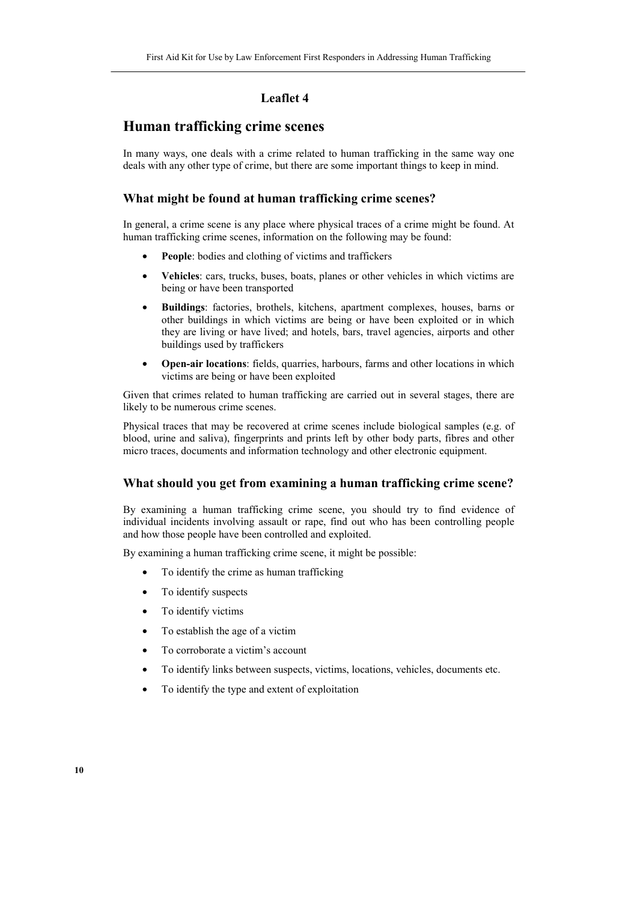## Leaflet 4

# Human trafficking crime scenes

In many ways, one deals with a crime related to human trafficking in the same way one deals with any other type of crime, but there are some important things to keep in mind.

### What might be found at human trafficking crime scenes?

In general, a crime scene is any place where physical traces of a crime might be found. At human trafficking crime scenes, information on the following may be found:

- **People**: bodies and clothing of victims and traffickers
- **Vehicles**: cars, trucks, buses, boats, planes or other vehicles in which victims are being or have been transported
- **Buildings**: factories, brothels, kitchens, apartment complexes, houses, barns or other buildings in which victims are being or have been exploited or in which they are living or have lived; and hotels, bars, travel agencies, airports and other buildings used by traffickers
- **Open-air locations**: fields, quarries, harbours, farms and other locations in which victims are being or have been exploited

Given that crimes related to human trafficking are carried out in several stages, there are likely to be numerous crime scenes.

Physical traces that may be recovered at crime scenes include biological samples (e.g. of blood, urine and saliva), fingerprints and prints left by other body parts, fibres and other micro traces, documents and information technology and other electronic equipment.

### What should you get from examining a human trafficking crime scene?

By examining a human trafficking crime scene, you should try to find evidence of individual incidents involving assault or rape, find out who has been controlling people and how those people have been controlled and exploited.

By examining a human trafficking crime scene, it might be possible:

- To identify the crime as human trafficking
- To identify suspects
- To identify victims
- To establish the age of a victim
- To corroborate a victim's account
- To identify links between suspects, victims, locations, vehicles, documents etc.
- To identify the type and extent of exploitation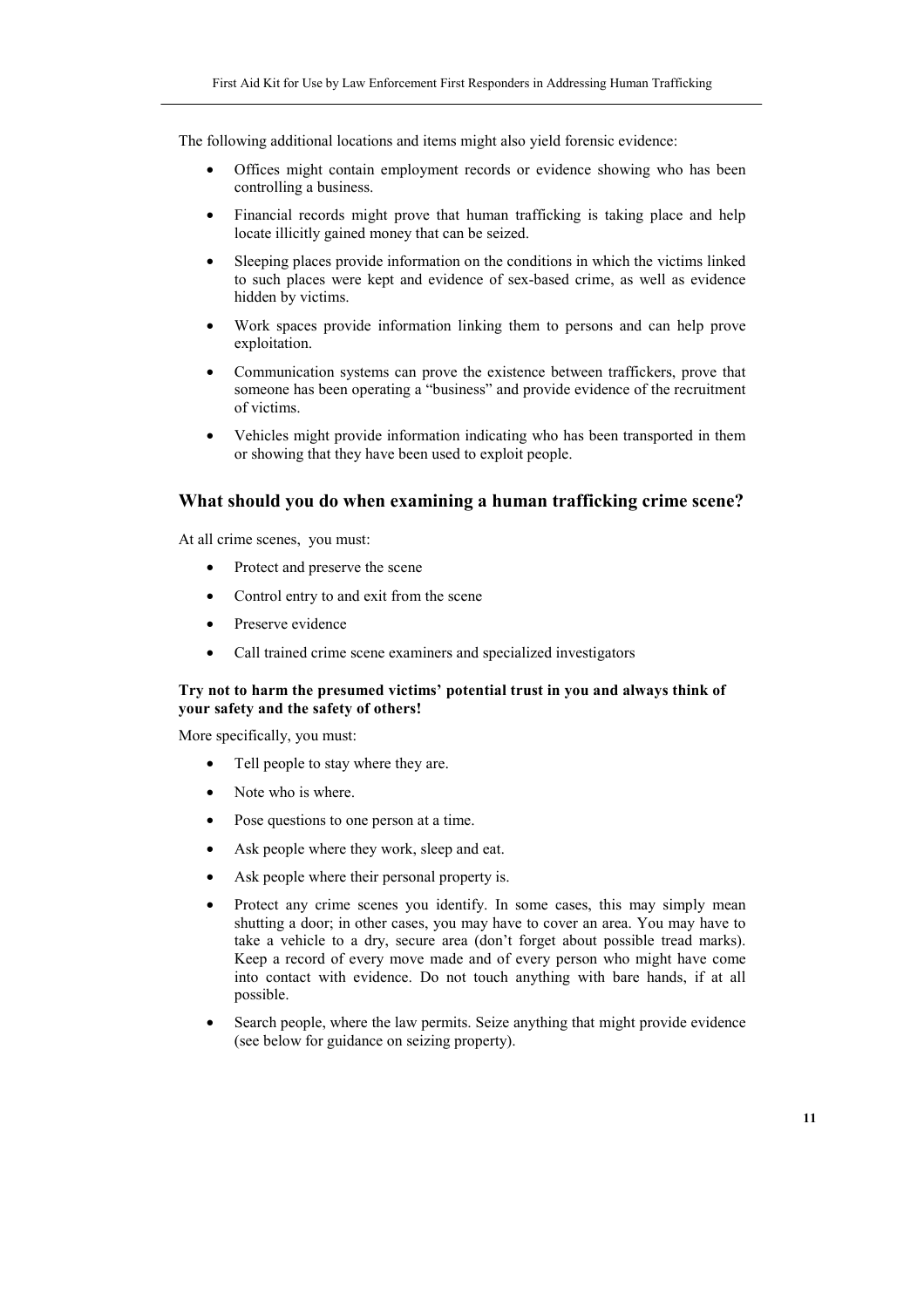The following additional locations and items might also yield forensic evidence:

- Offices might contain employment records or evidence showing who has been controlling a business.
- Financial records might prove that human trafficking is taking place and help locate illicitly gained money that can be seized.
- Sleeping places provide information on the conditions in which the victims linked to such places were kept and evidence of sex-based crime, as well as evidence hidden by victims.
- Work spaces provide information linking them to persons and can help prove exploitation.
- Communication systems can prove the existence between traffickers, prove that someone has been operating a "business" and provide evidence of the recruitment of victims.
- Vehicles might provide information indicating who has been transported in them or showing that they have been used to exploit people.

## What should you do when examining a human trafficking crime scene?

At all crime scenes, you must:

- Protect and preserve the scene
- Control entry to and exit from the scene
- Preserve evidence
- Call trained crime scene examiners and specialized investigators

**Try not to harm the presumed victims' potential trust in you and always think of your safety and the safety of others!**

More specifically, you must:

- Tell people to stay where they are.
- Note who is where.
- Pose questions to one person at a time.
- Ask people where they work, sleep and eat.
- Ask people where their personal property is.
- Protect any crime scenes you identify. In some cases, this may simply mean shutting a door; in other cases, you may have to cover an area. You may have to take a vehicle to a dry, secure area (don't forget about possible tread marks). Keep a record of every move made and of every person who might have come into contact with evidence. Do not touch anything with bare hands, if at all possible.
- Search people, where the law permits. Seize anything that might provide evidence (see below for guidance on seizing property).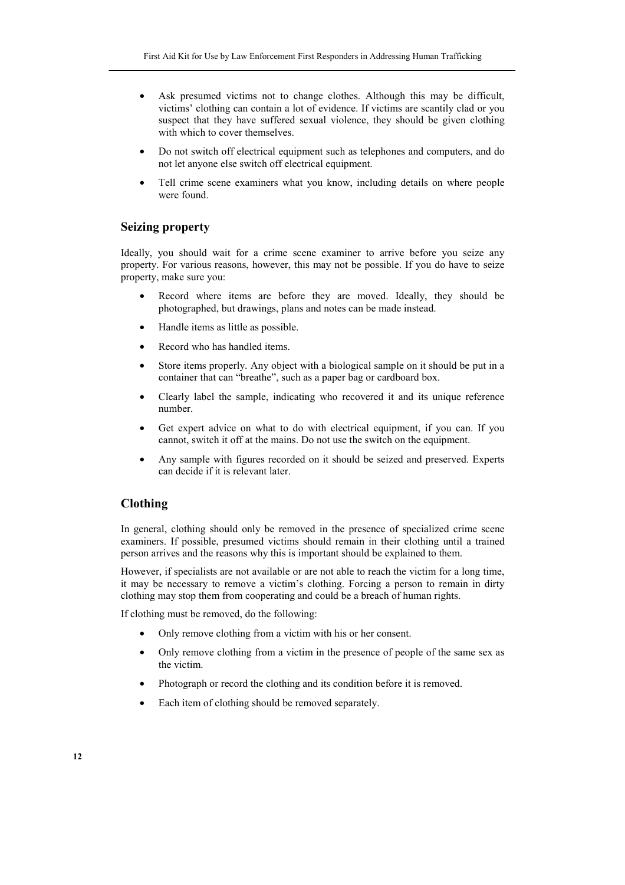- Ask presumed victims not to change clothes. Although this may be difficult, victims' clothing can contain a lot of evidence. If victims are scantily clad or you suspect that they have suffered sexual violence, they should be given clothing with which to cover themselves.
- Do not switch off electrical equipment such as telephones and computers, and do not let anyone else switch off electrical equipment.
- Tell crime scene examiners what you know, including details on where people were found.

## Seizing property

Ideally, you should wait for a crime scene examiner to arrive before you seize any property. For various reasons, however, this may not be possible. If you do have to seize property, make sure you:

- Record where items are before they are moved. Ideally, they should be photographed, but drawings, plans and notes can be made instead.
- Handle items as little as possible.
- Record who has handled items.
- Store items properly. Any object with a biological sample on it should be put in a container that can "breathe", such as a paper bag or cardboard box.
- Clearly label the sample, indicating who recovered it and its unique reference number.
- Get expert advice on what to do with electrical equipment, if you can. If you cannot, switch it off at the mains. Do not use the switch on the equipment.
- Any sample with figures recorded on it should be seized and preserved. Experts can decide if it is relevant later.

## Clothing

In general, clothing should only be removed in the presence of specialized crime scene examiners. If possible, presumed victims should remain in their clothing until a trained person arrives and the reasons why this is important should be explained to them.

However, if specialists are not available or are not able to reach the victim for a long time, it may be necessary to remove a victim's clothing. Forcing a person to remain in dirty clothing may stop them from cooperating and could be a breach of human rights.

If clothing must be removed, do the following:

- Only remove clothing from a victim with his or her consent.
- Only remove clothing from a victim in the presence of people of the same sex as the victim.
- Photograph or record the clothing and its condition before it is removed.
- Each item of clothing should be removed separately.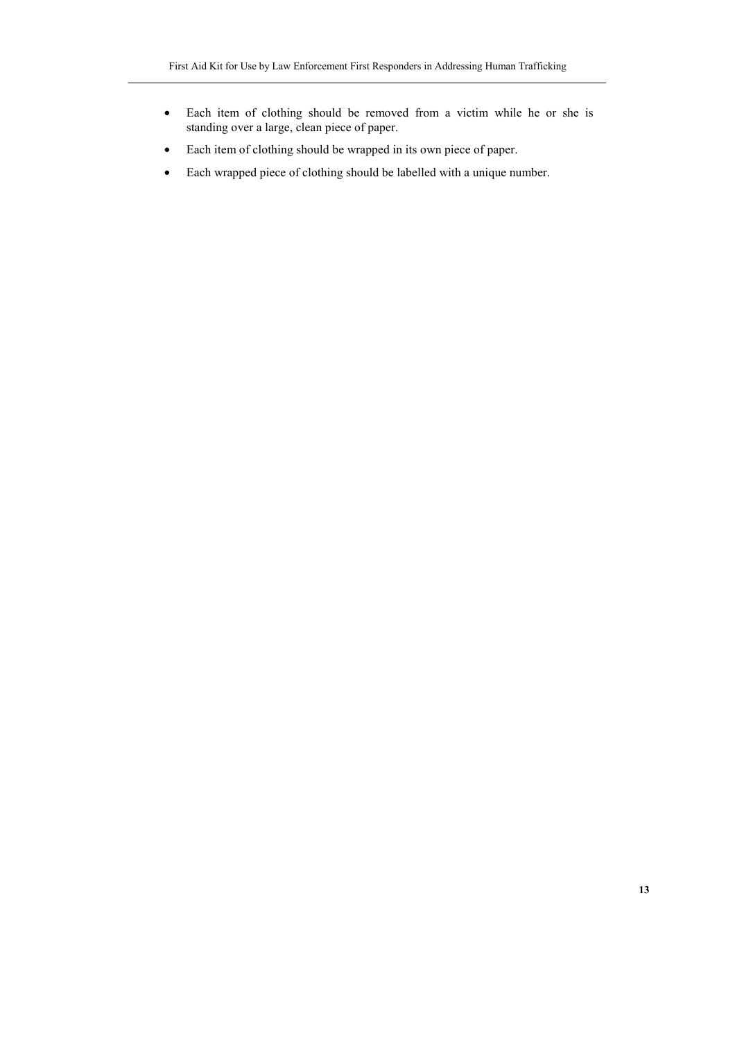- Each item of clothing should be removed from a victim while he or she is standing over a large, clean piece of paper.
- Each item of clothing should be wrapped in its own piece of paper.
- Each wrapped piece of clothing should be labelled with a unique number.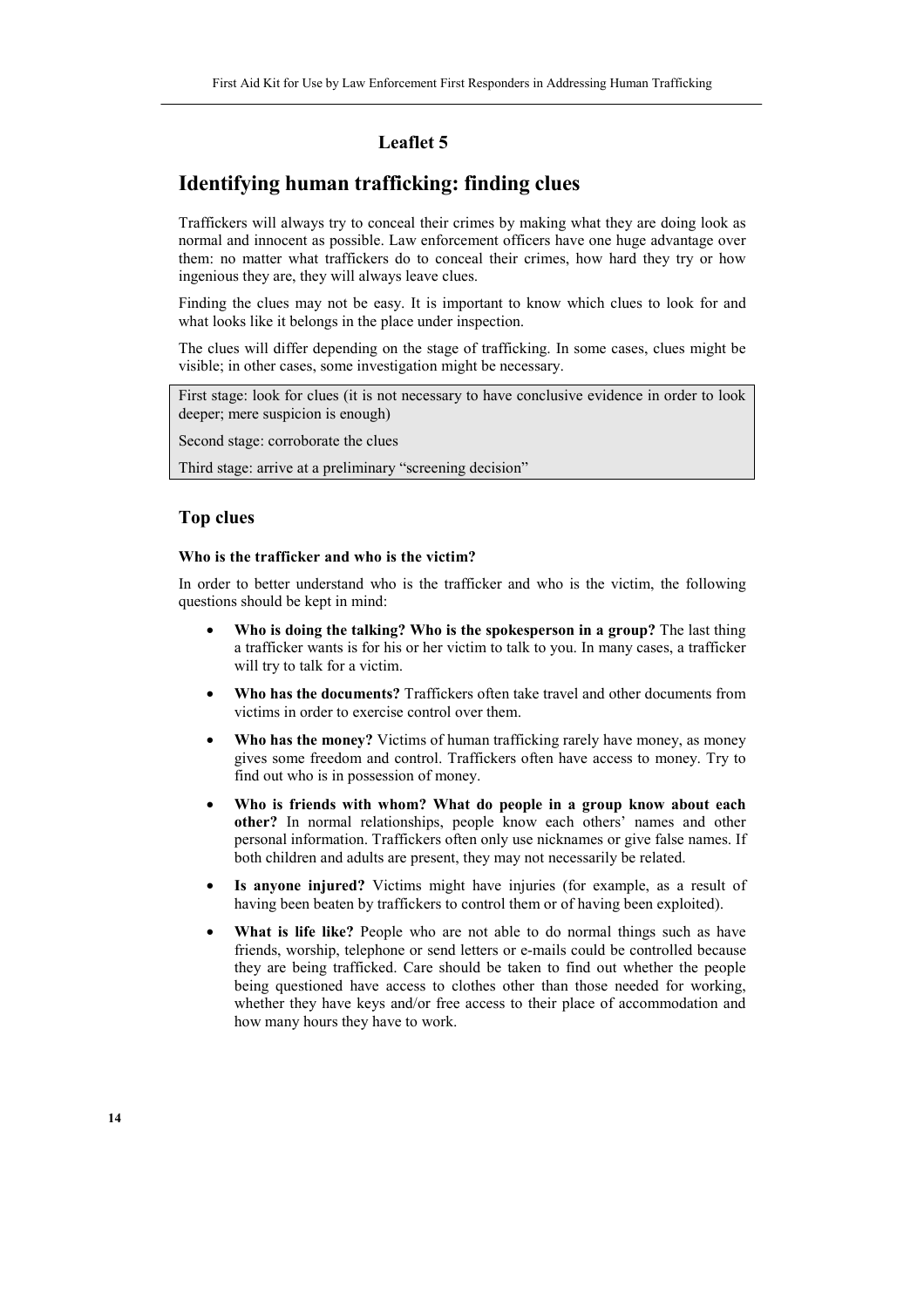## Leaflet 5

# Identifying human trafficking: finding clues

Traffickers will always try to conceal their crimes by making what they are doing look as normal and innocent as possible. Law enforcement officers have one huge advantage over them: no matter what traffickers do to conceal their crimes, how hard they try or how ingenious they are, they will always leave clues.

Finding the clues may not be easy. It is important to know which clues to look for and what looks like it belongs in the place under inspection.

The clues will differ depending on the stage of trafficking. In some cases, clues might be visible; in other cases, some investigation might be necessary.

| First stage: look for clues (it is not necessary to have conclusive evidence in order to look deeper; mere suspicion is enough) |
|---|
| Second stage: corroborate the clues |
| Third stage: arrive at a preliminary "screening decision" |

## Top clues

### Who is the trafficker and who is the victim?

In order to better understand who is the trafficker and who is the victim, the following questions should be kept in mind:

- **Who is doing the talking? Who is the spokesperson in a group?** The last thing a trafficker wants is for his or her victim to talk to you. In many cases, a trafficker will try to talk for a victim.
- **Who has the documents?** Traffickers often take travel and other documents from victims in order to exercise control over them.
- **Who has the money?** Victims of human trafficking rarely have money, as money gives some freedom and control. Traffickers often have access to money. Try to find out who is in possession of money.
- **Who is friends with whom? What do people in a group know about each other?** In normal relationships, people know each others' names and other personal information. Traffickers often only use nicknames or give false names. If both children and adults are present, they may not necessarily be related.
- **Is anyone injured?** Victims might have injuries (for example, as a result of having been beaten by traffickers to control them or of having been exploited).
- **What is life like?** People who are not able to do normal things such as have friends, worship, telephone or send letters or e-mails could be controlled because they are being trafficked. Care should be taken to find out whether the people being questioned have access to clothes other than those needed for working, whether they have keys and/or free access to their place of accommodation and how many hours they have to work.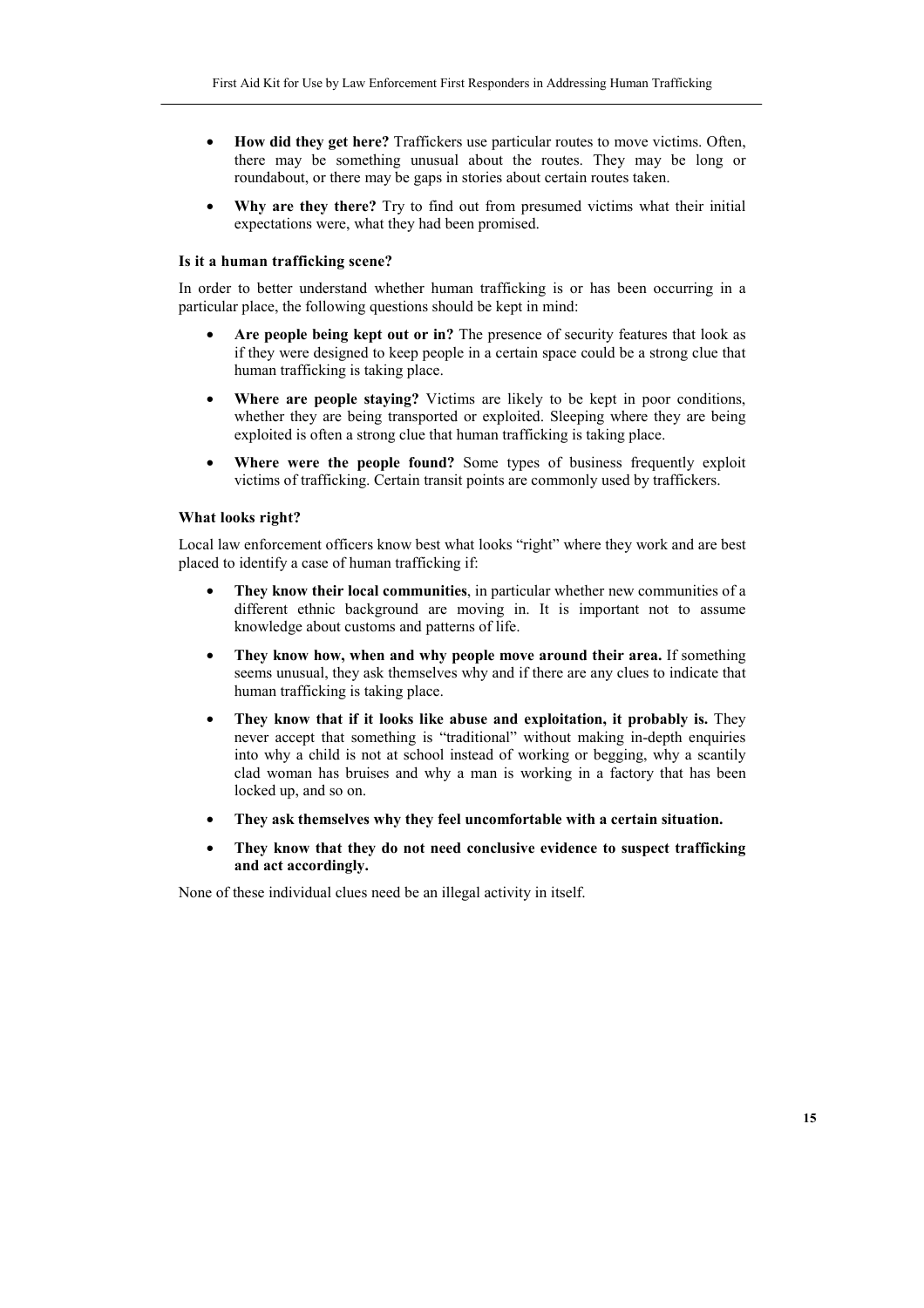- **How did they get here?** Traffickers use particular routes to move victims. Often, there may be something unusual about the routes. They may be long or roundabout, or there may be gaps in stories about certain routes taken.
- **Why are they there?** Try to find out from presumed victims what their initial expectations were, what they had been promised.

**Is it a human trafficking scene?**

In order to better understand whether human trafficking is or has been occurring in a particular place, the following questions should be kept in mind:

- **Are people being kept out or in?** The presence of security features that look as if they were designed to keep people in a certain space could be a strong clue that human trafficking is taking place.
- **Where are people staying?** Victims are likely to be kept in poor conditions, whether they are being transported or exploited. Sleeping where they are being exploited is often a strong clue that human trafficking is taking place.
- **Where were the people found?** Some types of business frequently exploit victims of trafficking. Certain transit points are commonly used by traffickers.

**What looks right?**

Local law enforcement officers know best what looks "right" where they work and are best placed to identify a case of human trafficking if:

- **They know their local communities**, in particular whether new communities of a different ethnic background are moving in. It is important not to assume knowledge about customs and patterns of life.
- **They know how, when and why people move around their area.** If something seems unusual, they ask themselves why and if there are any clues to indicate that human trafficking is taking place.
- **They know that if it looks like abuse and exploitation, it probably is.** They never accept that something is "traditional" without making in-depth enquiries into why a child is not at school instead of working or begging, why a scantily clad woman has bruises and why a man is working in a factory that has been locked up, and so on.
- **They ask themselves why they feel uncomfortable with a certain situation.**
- **They know that they do not need conclusive evidence to suspect trafficking and act accordingly.**

None of these individual clues need be an illegal activity in itself.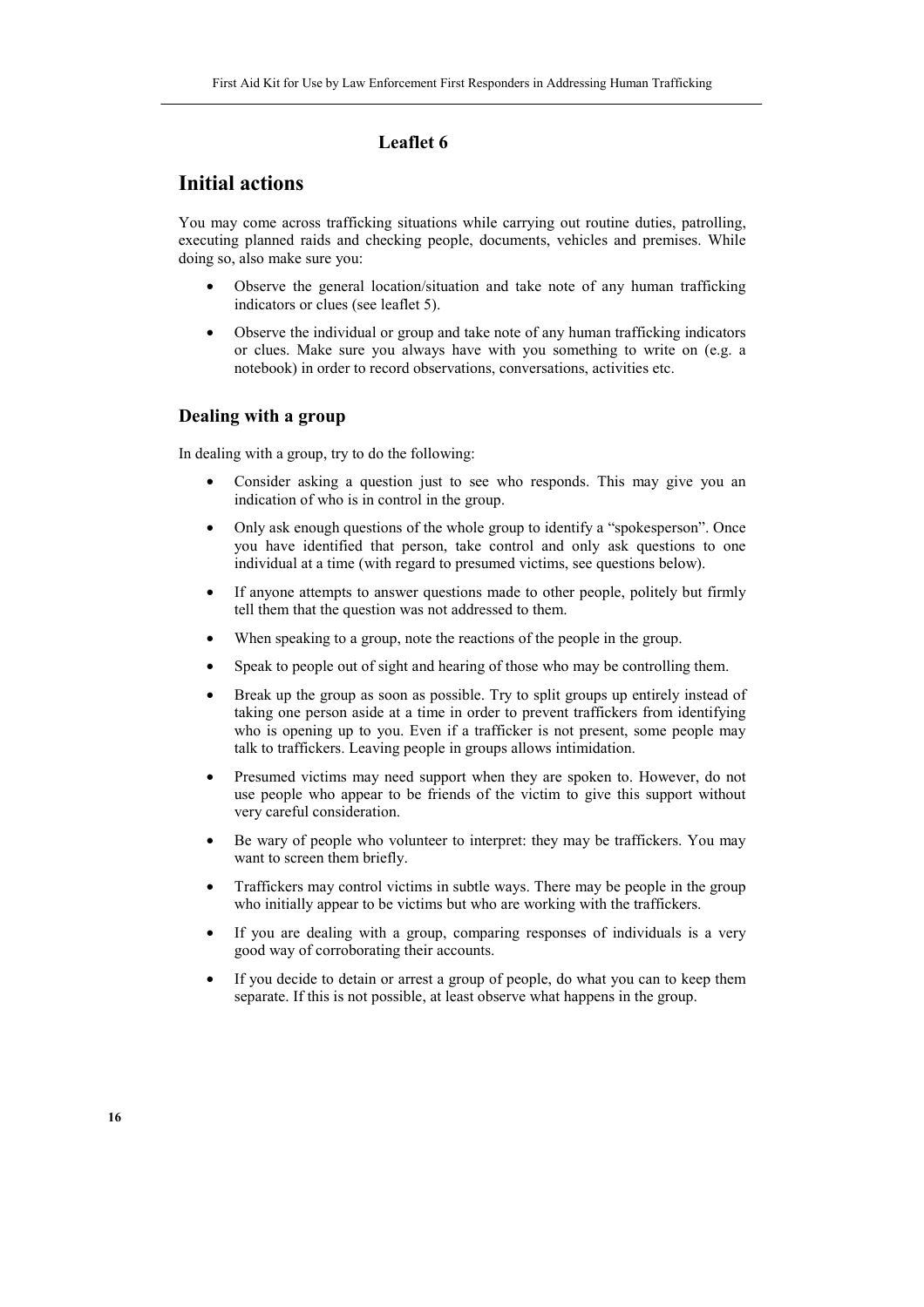## Leaflet 6

# Initial actions

You may come across trafficking situations while carrying out routine duties, patrolling, executing planned raids and checking people, documents, vehicles and premises. While doing so, also make sure you:

- Observe the general location/situation and take note of any human trafficking indicators or clues (see leaflet 5).
- Observe the individual or group and take note of any human trafficking indicators or clues. Make sure you always have with you something to write on (e.g. a notebook) in order to record observations, conversations, activities etc.

### Dealing with a group

In dealing with a group, try to do the following:

- Consider asking a question just to see who responds. This may give you an indication of who is in control in the group.
- Only ask enough questions of the whole group to identify a "spokesperson". Once you have identified that person, take control and only ask questions to one individual at a time (with regard to presumed victims, see questions below).
- If anyone attempts to answer questions made to other people, politely but firmly tell them that the question was not addressed to them.
- When speaking to a group, note the reactions of the people in the group.
- Speak to people out of sight and hearing of those who may be controlling them.
- Break up the group as soon as possible. Try to split groups up entirely instead of taking one person aside at a time in order to prevent traffickers from identifying who is opening up to you. Even if a trafficker is not present, some people may talk to traffickers. Leaving people in groups allows intimidation.
- Presumed victims may need support when they are spoken to. However, do not use people who appear to be friends of the victim to give this support without very careful consideration.
- Be wary of people who volunteer to interpret: they may be traffickers. You may want to screen them briefly.
- Traffickers may control victims in subtle ways. There may be people in the group who initially appear to be victims but who are working with the traffickers.
- If you are dealing with a group, comparing responses of individuals is a very good way of corroborating their accounts.
- If you decide to detain or arrest a group of people, do what you can to keep them separate. If this is not possible, at least observe what happens in the group.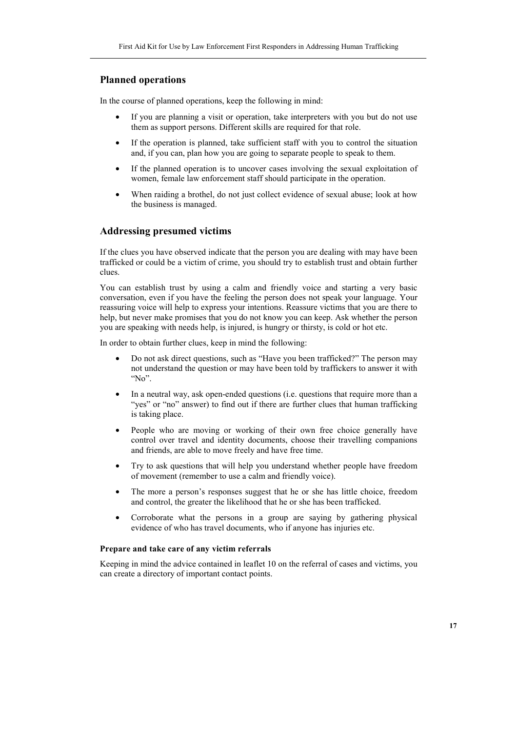## Planned operations

In the course of planned operations, keep the following in mind:

- If you are planning a visit or operation, take interpreters with you but do not use them as support persons. Different skills are required for that role.
- If the operation is planned, take sufficient staff with you to control the situation and, if you can, plan how you are going to separate people to speak to them.
- If the planned operation is to uncover cases involving the sexual exploitation of women, female law enforcement staff should participate in the operation.
- When raiding a brothel, do not just collect evidence of sexual abuse; look at how the business is managed.

## Addressing presumed victims

If the clues you have observed indicate that the person you are dealing with may have been trafficked or could be a victim of crime, you should try to establish trust and obtain further clues.

You can establish trust by using a calm and friendly voice and starting a very basic conversation, even if you have the feeling the person does not speak your language. Your reassuring voice will help to express your intentions. Reassure victims that you are there to help, but never make promises that you do not know you can keep. Ask whether the person you are speaking with needs help, is injured, is hungry or thirsty, is cold or hot etc.

In order to obtain further clues, keep in mind the following:

- Do not ask direct questions, such as "Have you been trafficked?" The person may not understand the question or may have been told by traffickers to answer it with "No".
- In a neutral way, ask open-ended questions (i.e. questions that require more than a "yes" or "no" answer) to find out if there are further clues that human trafficking is taking place.
- People who are moving or working of their own free choice generally have control over travel and identity documents, choose their travelling companions and friends, are able to move freely and have free time.
- Try to ask questions that will help you understand whether people have freedom of movement (remember to use a calm and friendly voice).
- The more a person's responses suggest that he or she has little choice, freedom and control, the greater the likelihood that he or she has been trafficked.
- Corroborate what the persons in a group are saying by gathering physical evidence of who has travel documents, who if anyone has injuries etc.

#### Prepare and take care of any victim referrals

Keeping in mind the advice contained in leaflet 10 on the referral of cases and victims, you can create a directory of important contact points.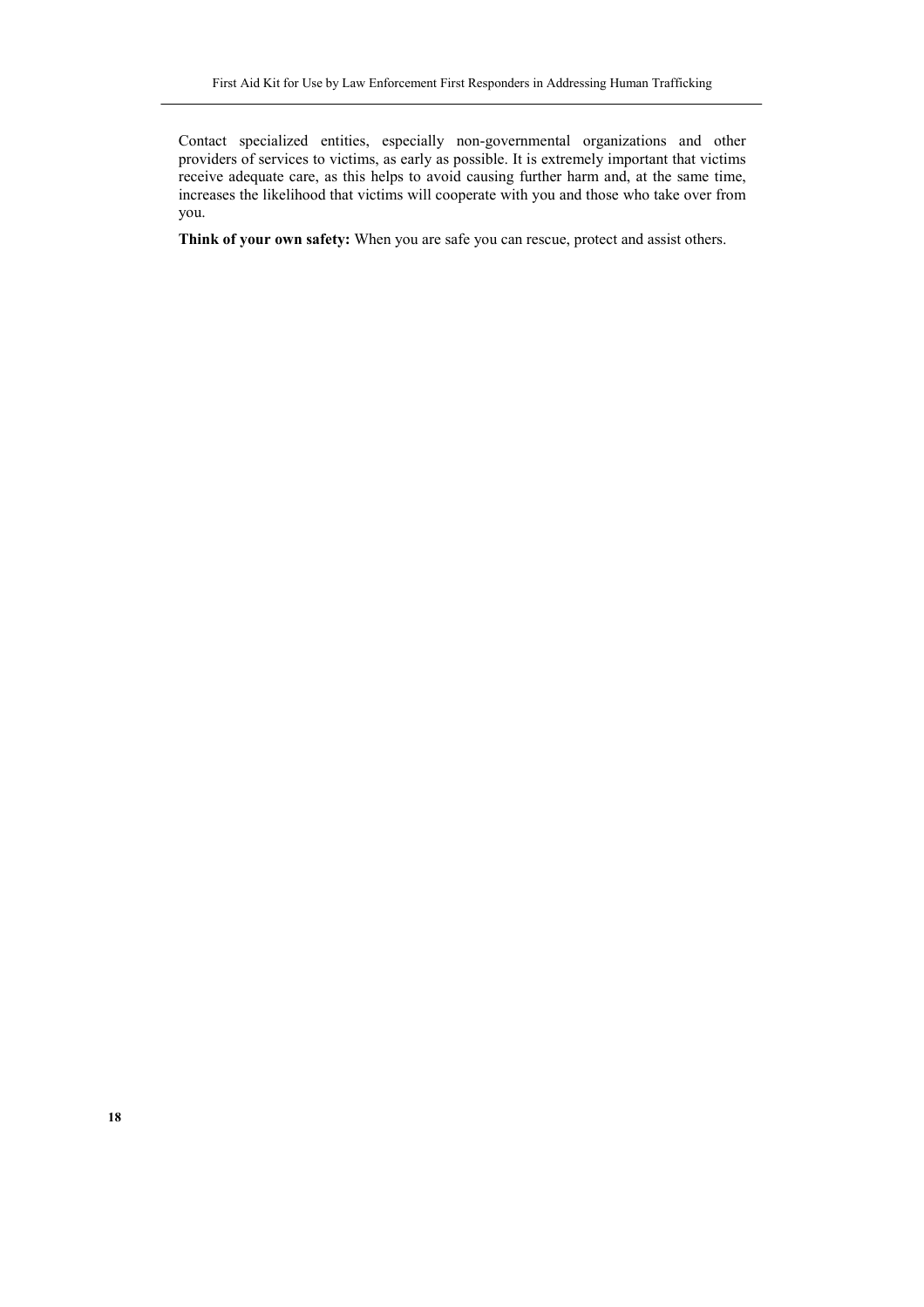Contact specialized entities, especially non-governmental organizations and other providers of services to victims, as early as possible. It is extremely important that victims receive adequate care, as this helps to avoid causing further harm and, at the same time, increases the likelihood that victims will cooperate with you and those who take over from you.

**Think of your own safety:** When you are safe you can rescue, protect and assist others.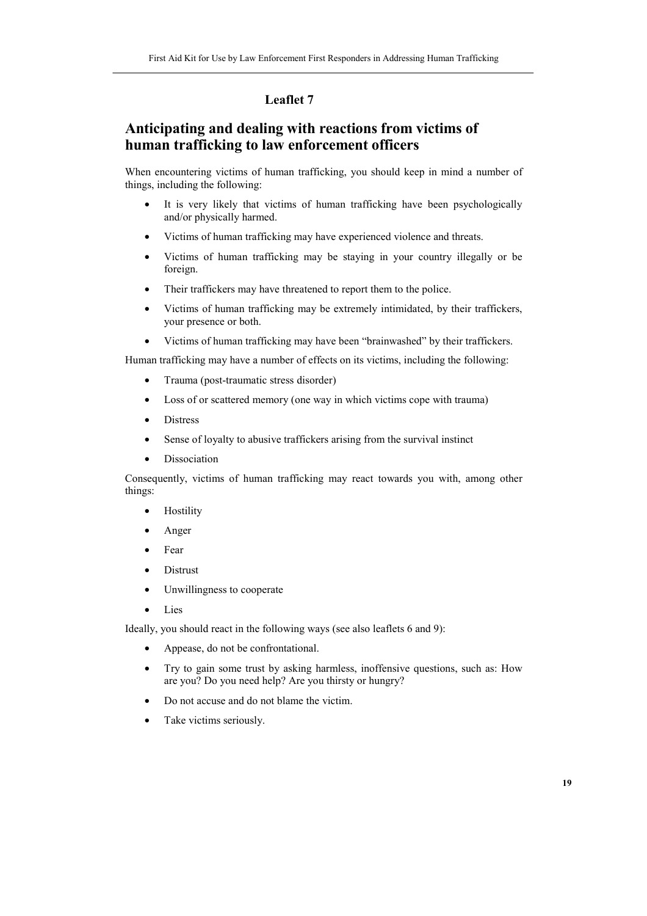## Leaflet 7

## Anticipating and dealing with reactions from victims of human trafficking to law enforcement officers

When encountering victims of human trafficking, you should keep in mind a number of things, including the following:

- It is very likely that victims of human trafficking have been psychologically and/or physically harmed.
- Victims of human trafficking may have experienced violence and threats.
- Victims of human trafficking may be staying in your country illegally or be foreign.
- Their traffickers may have threatened to report them to the police.
- Victims of human trafficking may be extremely intimidated, by their traffickers, your presence or both.
- Victims of human trafficking may have been "brainwashed" by their traffickers.

Human trafficking may have a number of effects on its victims, including the following:

- Trauma (post-traumatic stress disorder)
- Loss of or scattered memory (one way in which victims cope with trauma)
- Distress
- Sense of loyalty to abusive traffickers arising from the survival instinct
- Dissociation

Consequently, victims of human trafficking may react towards you with, among other things:

- Hostility
- Anger
- Fear
- Distrust
- Unwillingness to cooperate
- Lies

Ideally, you should react in the following ways (see also leaflets 6 and 9):

- Appease, do not be confrontational.
- Try to gain some trust by asking harmless, inoffensive questions, such as: How are you? Do you need help? Are you thirsty or hungry?
- Do not accuse and do not blame the victim.
- Take victims seriously.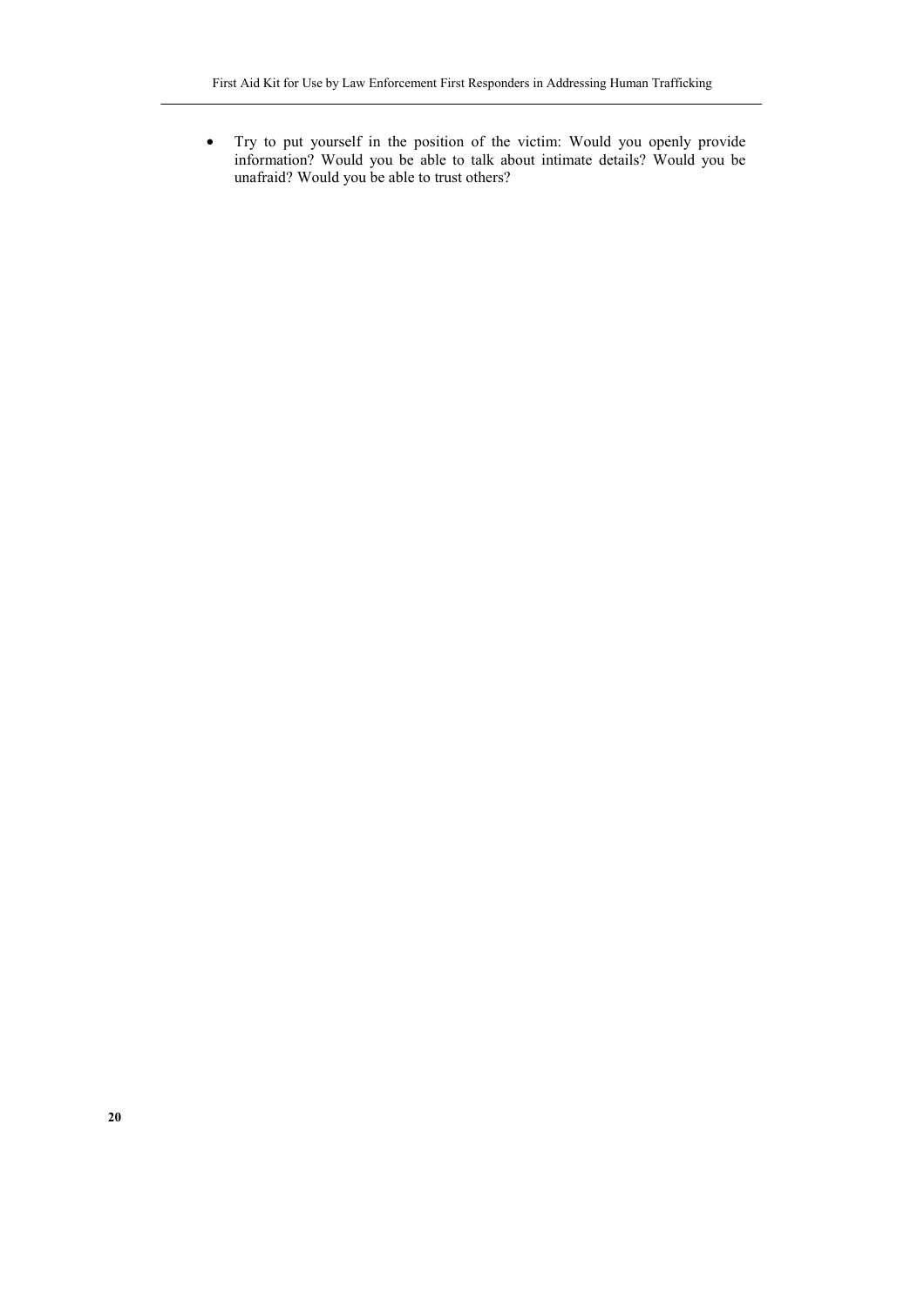- Try to put yourself in the position of the victim: Would you openly provide information? Would you be able to talk about intimate details? Would you be unafraid? Would you be able to trust others?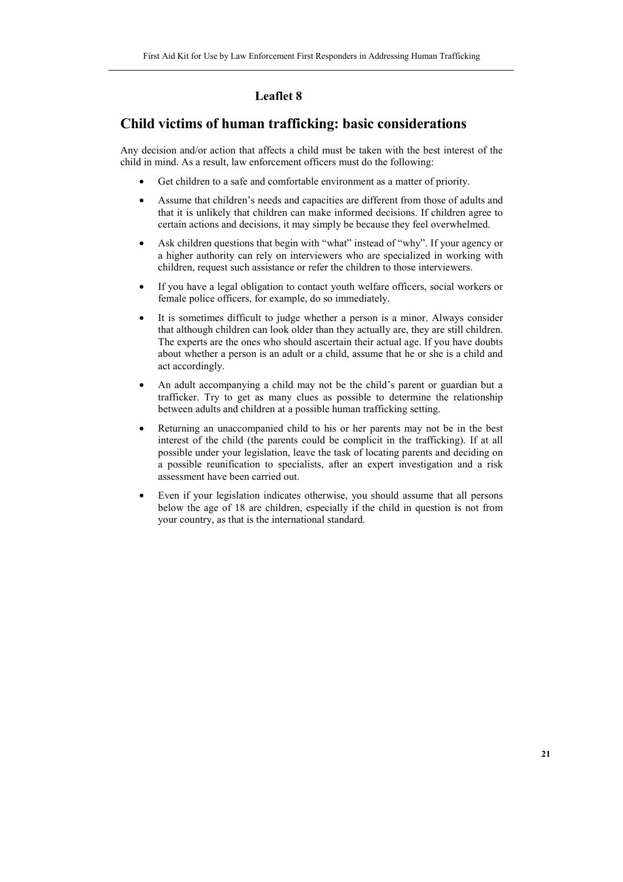## Leaflet 8

# Child victims of human trafficking: basic considerations

Any decision and/or action that affects a child must be taken with the best interest of the child in mind. As a result, law enforcement officers must do the following:

- Get children to a safe and comfortable environment as a matter of priority.
- Assume that children's needs and capacities are different from those of adults and that it is unlikely that children can make informed decisions. If children agree to certain actions and decisions, it may simply be because they feel overwhelmed.
- Ask children questions that begin with "what" instead of "why". If your agency or a higher authority can rely on interviewers who are specialized in working with children, request such assistance or refer the children to those interviewers.
- If you have a legal obligation to contact youth welfare officers, social workers or female police officers, for example, do so immediately.
- It is sometimes difficult to judge whether a person is a minor. Always consider that although children can look older than they actually are, they are still children. The experts are the ones who should ascertain their actual age. If you have doubts about whether a person is an adult or a child, assume that he or she is a child and act accordingly.
- An adult accompanying a child may not be the child's parent or guardian but a trafficker. Try to get as many clues as possible to determine the relationship between adults and children at a possible human trafficking setting.
- Returning an unaccompanied child to his or her parents may not be in the best interest of the child (the parents could be complicit in the trafficking). If at all possible under your legislation, leave the task of locating parents and deciding on a possible reunification to specialists, after an expert investigation and a risk assessment have been carried out.
- Even if your legislation indicates otherwise, you should assume that all persons below the age of 18 are children, especially if the child in question is not from your country, as that is the international standard.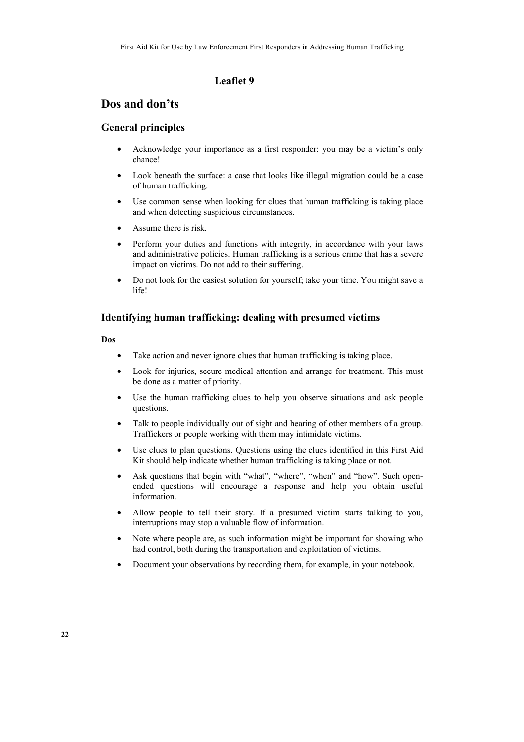## Leaflet 9

# Dos and don’ts

## General principles

- Acknowledge your importance as a first responder: you may be a victim’s only chance!
- Look beneath the surface: a case that looks like illegal migration could be a case of human trafficking.
- Use common sense when looking for clues that human trafficking is taking place and when detecting suspicious circumstances.
- Assume there is risk.
- Perform your duties and functions with integrity, in accordance with your laws and administrative policies. Human trafficking is a serious crime that has a severe impact on victims. Do not add to their suffering.
- Do not look for the easiest solution for yourself; take your time. You might save a life!

## Identifying human trafficking: dealing with presumed victims

**Dos**

- Take action and never ignore clues that human trafficking is taking place.
- Look for injuries, secure medical attention and arrange for treatment. This must be done as a matter of priority.
- Use the human trafficking clues to help you observe situations and ask people questions.
- Talk to people individually out of sight and hearing of other members of a group. Traffickers or people working with them may intimidate victims.
- Use clues to plan questions. Questions using the clues identified in this First Aid Kit should help indicate whether human trafficking is taking place or not.
- Ask questions that begin with “what”, “where”, “when” and “how”. Such open-ended questions will encourage a response and help you obtain useful information.
- Allow people to tell their story. If a presumed victim starts talking to you, interruptions may stop a valuable flow of information.
- Note where people are, as such information might be important for showing who had control, both during the transportation and exploitation of victims.
- Document your observations by recording them, for example, in your notebook.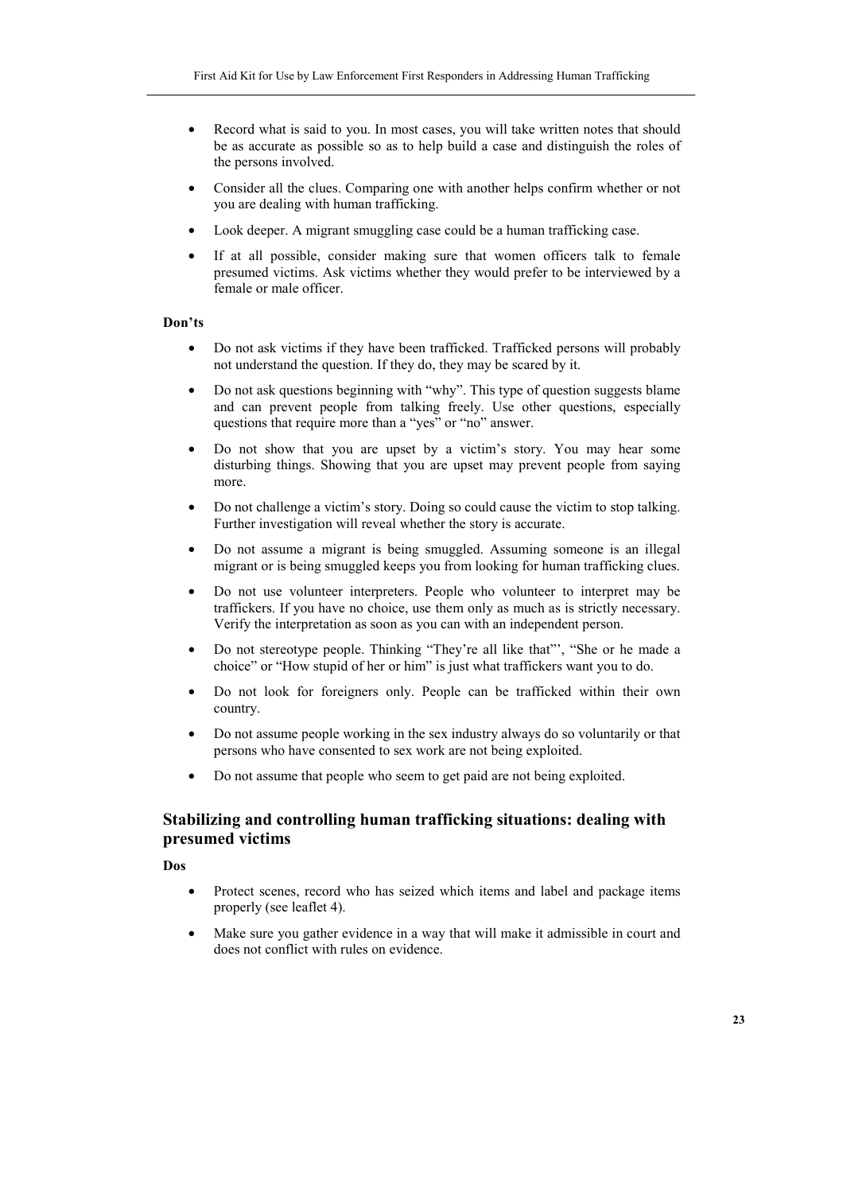- Record what is said to you. In most cases, you will take written notes that should be as accurate as possible so as to help build a case and distinguish the roles of the persons involved.
- Consider all the clues. Comparing one with another helps confirm whether or not you are dealing with human trafficking.
- Look deeper. A migrant smuggling case could be a human trafficking case.
- If at all possible, consider making sure that women officers talk to female presumed victims. Ask victims whether they would prefer to be interviewed by a female or male officer.

**Don'ts**

- Do not ask victims if they have been trafficked. Trafficked persons will probably not understand the question. If they do, they may be scared by it.
- Do not ask questions beginning with "why". This type of question suggests blame and can prevent people from talking freely. Use other questions, especially questions that require more than a "yes" or "no" answer.
- Do not show that you are upset by a victim's story. You may hear some disturbing things. Showing that you are upset may prevent people from saying more.
- Do not challenge a victim's story. Doing so could cause the victim to stop talking. Further investigation will reveal whether the story is accurate.
- Do not assume a migrant is being smuggled. Assuming someone is an illegal migrant or is being smuggled keeps you from looking for human trafficking clues.
- Do not use volunteer interpreters. People who volunteer to interpret may be traffickers. If you have no choice, use them only as much as is strictly necessary. Verify the interpretation as soon as you can with an independent person.
- Do not stereotype people. Thinking "They're all like that"', "She or he made a choice" or "How stupid of her or him" is just what traffickers want you to do.
- Do not look for foreigners only. People can be trafficked within their own country.
- Do not assume people working in the sex industry always do so voluntarily or that persons who have consented to sex work are not being exploited.
- Do not assume that people who seem to get paid are not being exploited.

## Stabilizing and controlling human trafficking situations: dealing with presumed victims

**Dos**

- Protect scenes, record who has seized which items and label and package items properly (see leaflet 4).
- Make sure you gather evidence in a way that will make it admissible in court and does not conflict with rules on evidence.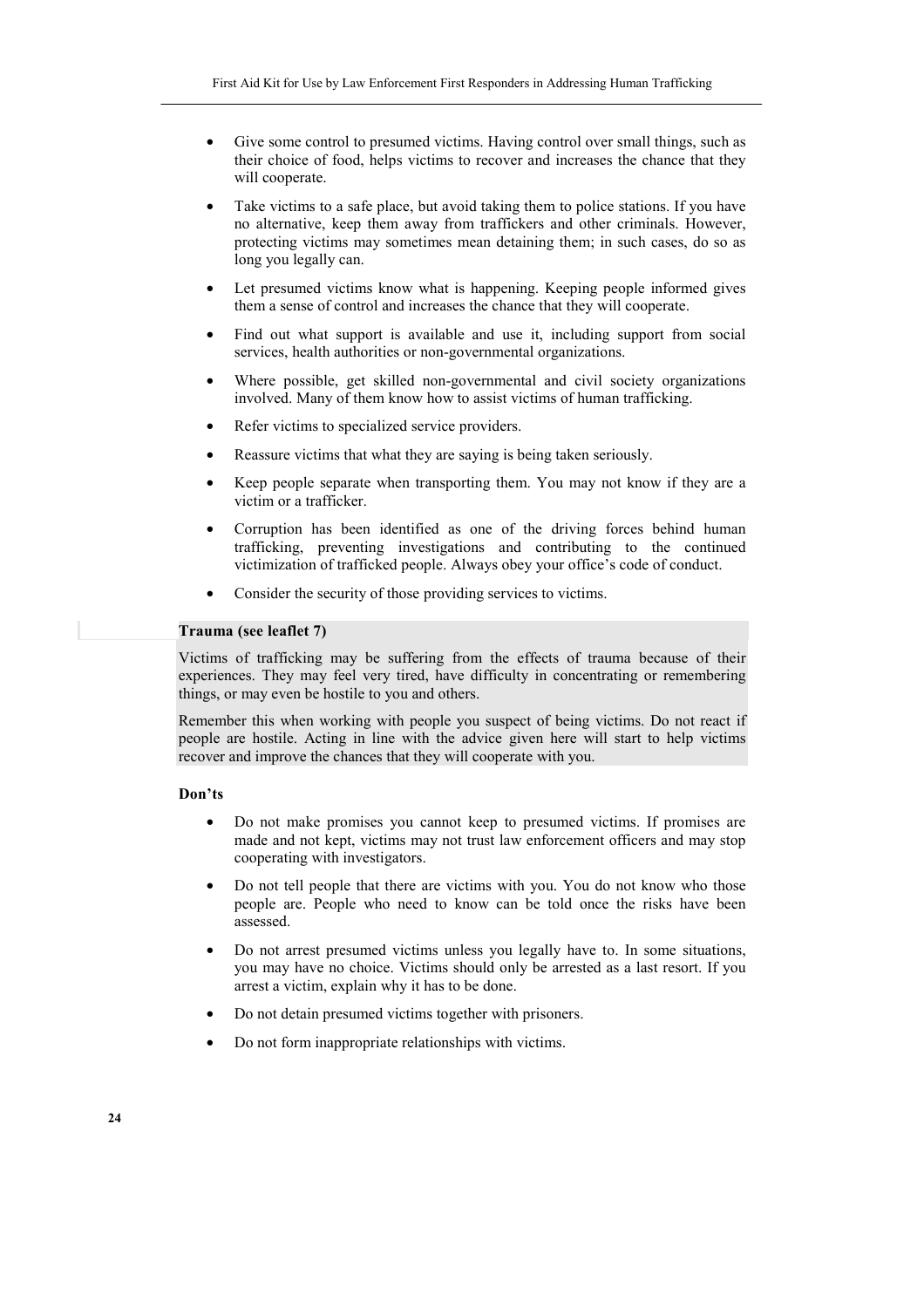- Give some control to presumed victims. Having control over small things, such as their choice of food, helps victims to recover and increases the chance that they will cooperate.
- Take victims to a safe place, but avoid taking them to police stations. If you have no alternative, keep them away from traffickers and other criminals. However, protecting victims may sometimes mean detaining them; in such cases, do so as long you legally can.
- Let presumed victims know what is happening. Keeping people informed gives them a sense of control and increases the chance that they will cooperate.
- Find out what support is available and use it, including support from social services, health authorities or non-governmental organizations.
- Where possible, get skilled non-governmental and civil society organizations involved. Many of them know how to assist victims of human trafficking.
- Refer victims to specialized service providers.
- Reassure victims that what they are saying is being taken seriously.
- Keep people separate when transporting them. You may not know if they are a victim or a trafficker.
- Corruption has been identified as one of the driving forces behind human trafficking, preventing investigations and contributing to the continued victimization of trafficked people. Always obey your office's code of conduct.
- Consider the security of those providing services to victims.

**Trauma (see leaflet 7)**

Victims of trafficking may be suffering from the effects of trauma because of their experiences. They may feel very tired, have difficulty in concentrating or remembering things, or may even be hostile to you and others.

Remember this when working with people you suspect of being victims. Do not react if people are hostile. Acting in line with the advice given here will start to help victims recover and improve the chances that they will cooperate with you.

**Don'ts**

- Do not make promises you cannot keep to presumed victims. If promises are made and not kept, victims may not trust law enforcement officers and may stop cooperating with investigators.
- Do not tell people that there are victims with you. You do not know who those people are. People who need to know can be told once the risks have been assessed.
- Do not arrest presumed victims unless you legally have to. In some situations, you may have no choice. Victims should only be arrested as a last resort. If you arrest a victim, explain why it has to be done.
- Do not detain presumed victims together with prisoners.
- Do not form inappropriate relationships with victims.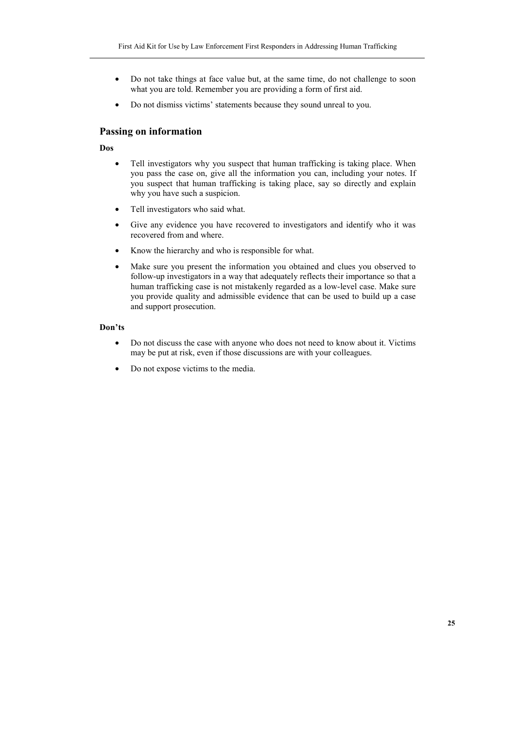- Do not take things at face value but, at the same time, do not challenge to soon what you are told. Remember you are providing a form of first aid.
- Do not dismiss victims' statements because they sound unreal to you.

## Passing on information

**Dos**

- Tell investigators why you suspect that human trafficking is taking place. When you pass the case on, give all the information you can, including your notes. If you suspect that human trafficking is taking place, say so directly and explain why you have such a suspicion.
- Tell investigators who said what.
- Give any evidence you have recovered to investigators and identify who it was recovered from and where.
- Know the hierarchy and who is responsible for what.
- Make sure you present the information you obtained and clues you observed to follow-up investigators in a way that adequately reflects their importance so that a human trafficking case is not mistakenly regarded as a low-level case. Make sure you provide quality and admissible evidence that can be used to build up a case and support prosecution.

**Don'ts**

- Do not discuss the case with anyone who does not need to know about it. Victims may be put at risk, even if those discussions are with your colleagues.
- Do not expose victims to the media.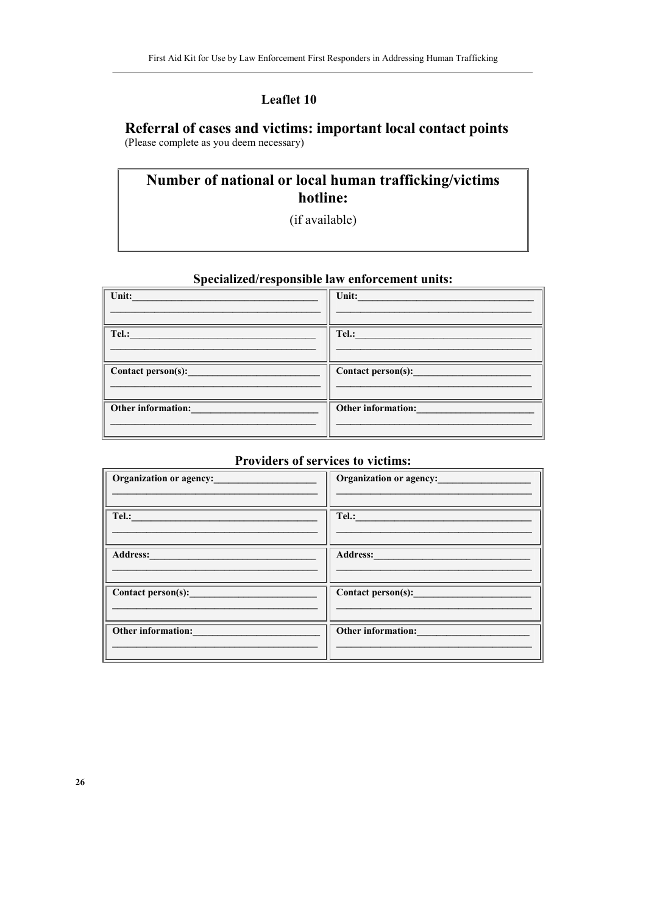## Leaflet 10

## Referral of cases and victims: important local contact points

(Please complete as you deem necessary)

**Number of national or local human trafficking/victims hotline:**

(if available)

### Specialized/responsible law enforcement units:

| | |
|---|---|
| **Unit:** | **Unit:** |
| **Tel.:** | **Tel.:** |
| **Contact person(s):** | **Contact person(s):** |
| **Other information:** | **Other information:** |

### Providers of services to victims:

| | |
|---|---|
| **Organization or agency:** | **Organization or agency:** |
| **Tel.:** | **Tel.:** |
| **Address:** | **Address:** |
| **Contact person(s):** | **Contact person(s):** |
| **Other information:** | **Other information:** |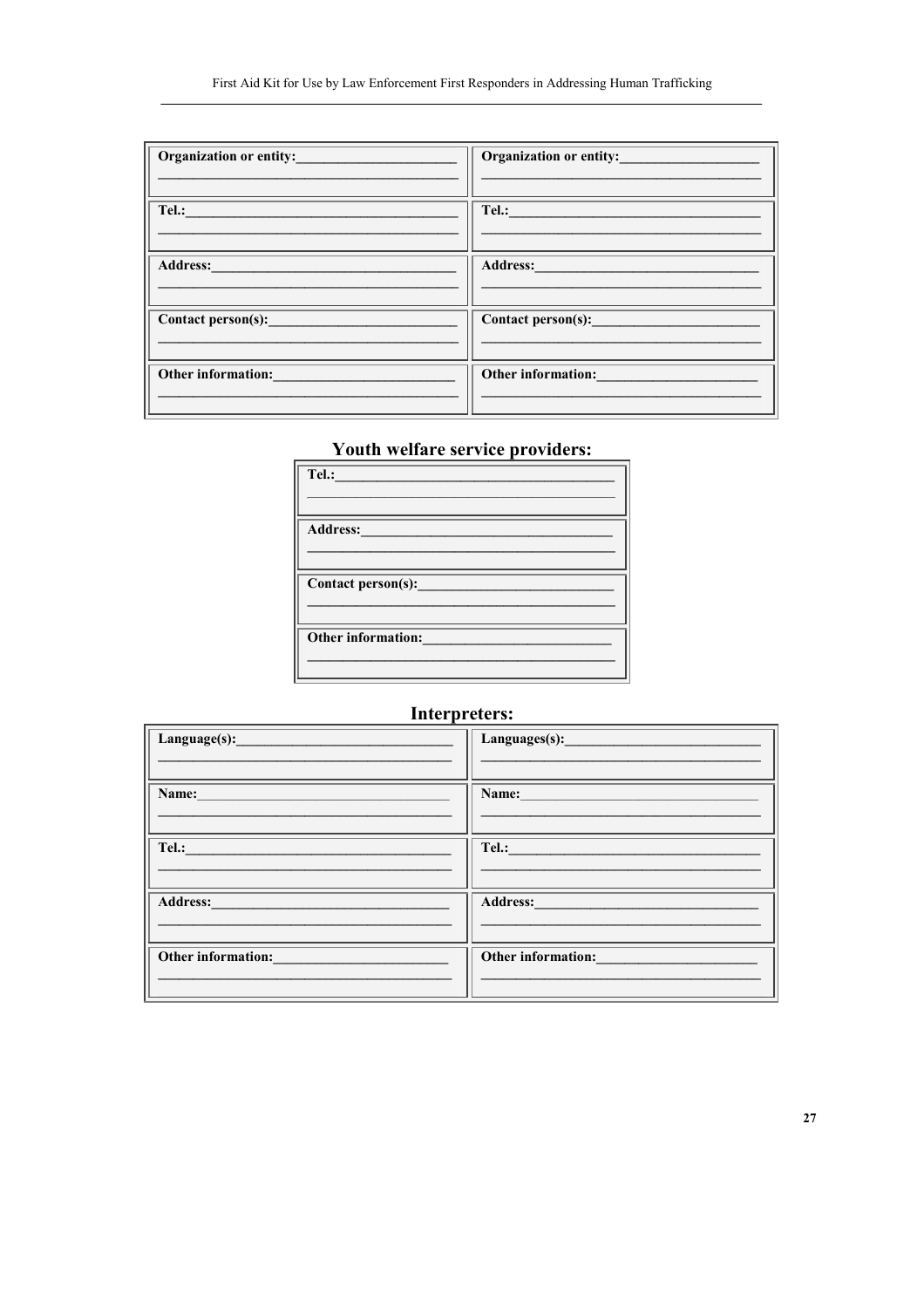| Organization or entity: | Organization or entity: |
|---|---|
| Tel.: | Tel.: |
| Address: | Address: |
| Contact person(s): | Contact person(s): |
| Other information: | Other information: |

## Youth welfare service providers:

| Tel.: |
|---|
| Address: |
| Contact person(s): |
| Other information: |

## Interpreters:

| Language(s): | Languages(s): |
|---|---|
| Name: | Name: |
| Tel.: | Tel.: |
| Address: | Address: |
| Other information: | Other information: |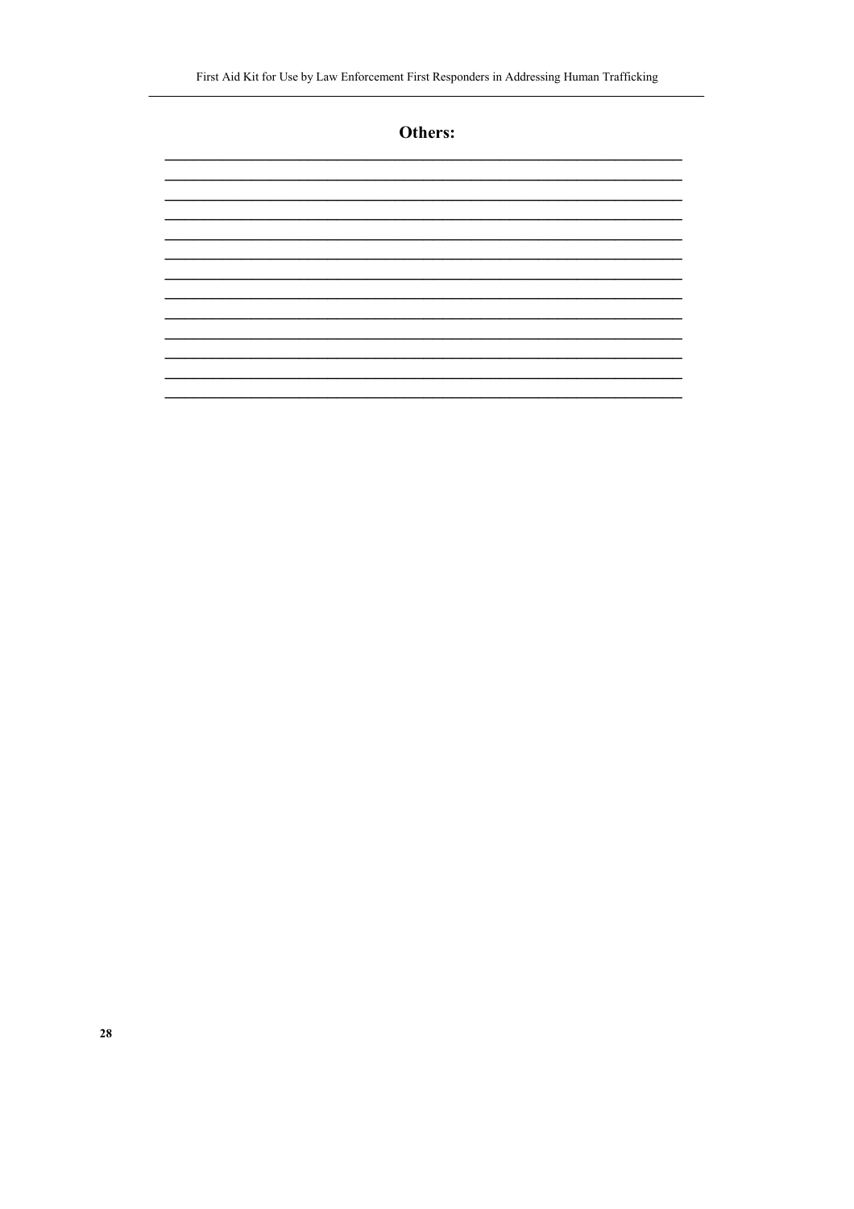## Others:

_______________________________________________________________
_______________________________________________________________
_______________________________________________________________
_______________________________________________________________
_______________________________________________________________
_______________________________________________________________
_______________________________________________________________
_______________________________________________________________
_______________________________________________________________
_______________________________________________________________
_______________________________________________________________
_______________________________________________________________
_______________________________________________________________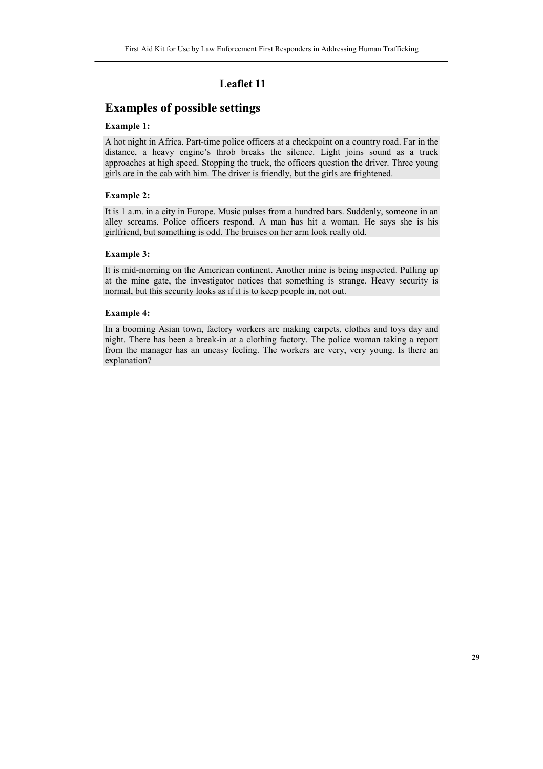## Leaflet 11

# Examples of possible settings

**Example 1:**

A hot night in Africa. Part-time police officers at a checkpoint on a country road. Far in the distance, a heavy engine's throb breaks the silence. Light joins sound as a truck approaches at high speed. Stopping the truck, the officers question the driver. Three young girls are in the cab with him. The driver is friendly, but the girls are frightened.

**Example 2:**

It is 1 a.m. in a city in Europe. Music pulses from a hundred bars. Suddenly, someone in an alley screams. Police officers respond. A man has hit a woman. He says she is his girlfriend, but something is odd. The bruises on her arm look really old.

**Example 3:**

It is mid-morning on the American continent. Another mine is being inspected. Pulling up at the mine gate, the investigator notices that something is strange. Heavy security is normal, but this security looks as if it is to keep people in, not out.

**Example 4:**

In a booming Asian town, factory workers are making carpets, clothes and toys day and night. There has been a break-in at a clothing factory. The police woman taking a report from the manager has an uneasy feeling. The workers are very, very young. Is there an explanation?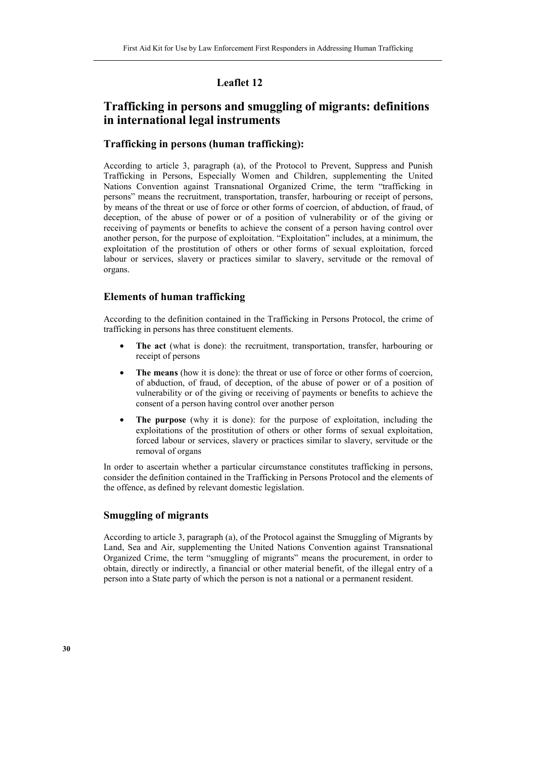## Leaflet 12

# Trafficking in persons and smuggling of migrants: definitions in international legal instruments

### Trafficking in persons (human trafficking):

According to article 3, paragraph (a), of the Protocol to Prevent, Suppress and Punish Trafficking in Persons, Especially Women and Children, supplementing the United Nations Convention against Transnational Organized Crime, the term "trafficking in persons" means the recruitment, transportation, transfer, harbouring or receipt of persons, by means of the threat or use of force or other forms of coercion, of abduction, of fraud, of deception, of the abuse of power or of a position of vulnerability or of the giving or receiving of payments or benefits to achieve the consent of a person having control over another person, for the purpose of exploitation. "Exploitation" includes, at a minimum, the exploitation of the prostitution of others or other forms of sexual exploitation, forced labour or services, slavery or practices similar to slavery, servitude or the removal of organs.

### Elements of human trafficking

According to the definition contained in the Trafficking in Persons Protocol, the crime of trafficking in persons has three constituent elements.

- **The act** (what is done): the recruitment, transportation, transfer, harbouring or receipt of persons
- **The means** (how it is done): the threat or use of force or other forms of coercion, of abduction, of fraud, of deception, of the abuse of power or of a position of vulnerability or of the giving or receiving of payments or benefits to achieve the consent of a person having control over another person
- **The purpose** (why it is done): for the purpose of exploitation, including the exploitations of the prostitution of others or other forms of sexual exploitation, forced labour or services, slavery or practices similar to slavery, servitude or the removal of organs

In order to ascertain whether a particular circumstance constitutes trafficking in persons, consider the definition contained in the Trafficking in Persons Protocol and the elements of the offence, as defined by relevant domestic legislation.

### Smuggling of migrants

According to article 3, paragraph (a), of the Protocol against the Smuggling of Migrants by Land, Sea and Air, supplementing the United Nations Convention against Transnational Organized Crime, the term "smuggling of migrants" means the procurement, in order to obtain, directly or indirectly, a financial or other material benefit, of the illegal entry of a person into a State party of which the person is not a national or a permanent resident.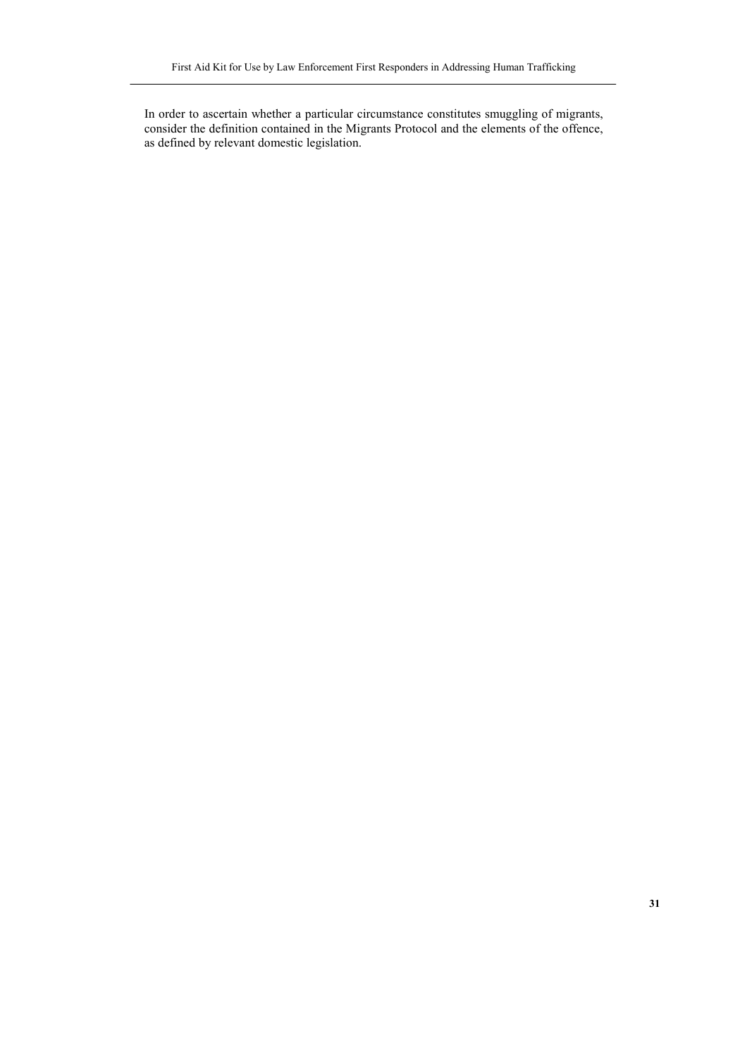In order to ascertain whether a particular circumstance constitutes smuggling of migrants, consider the definition contained in the Migrants Protocol and the elements of the offence, as defined by relevant domestic legislation.